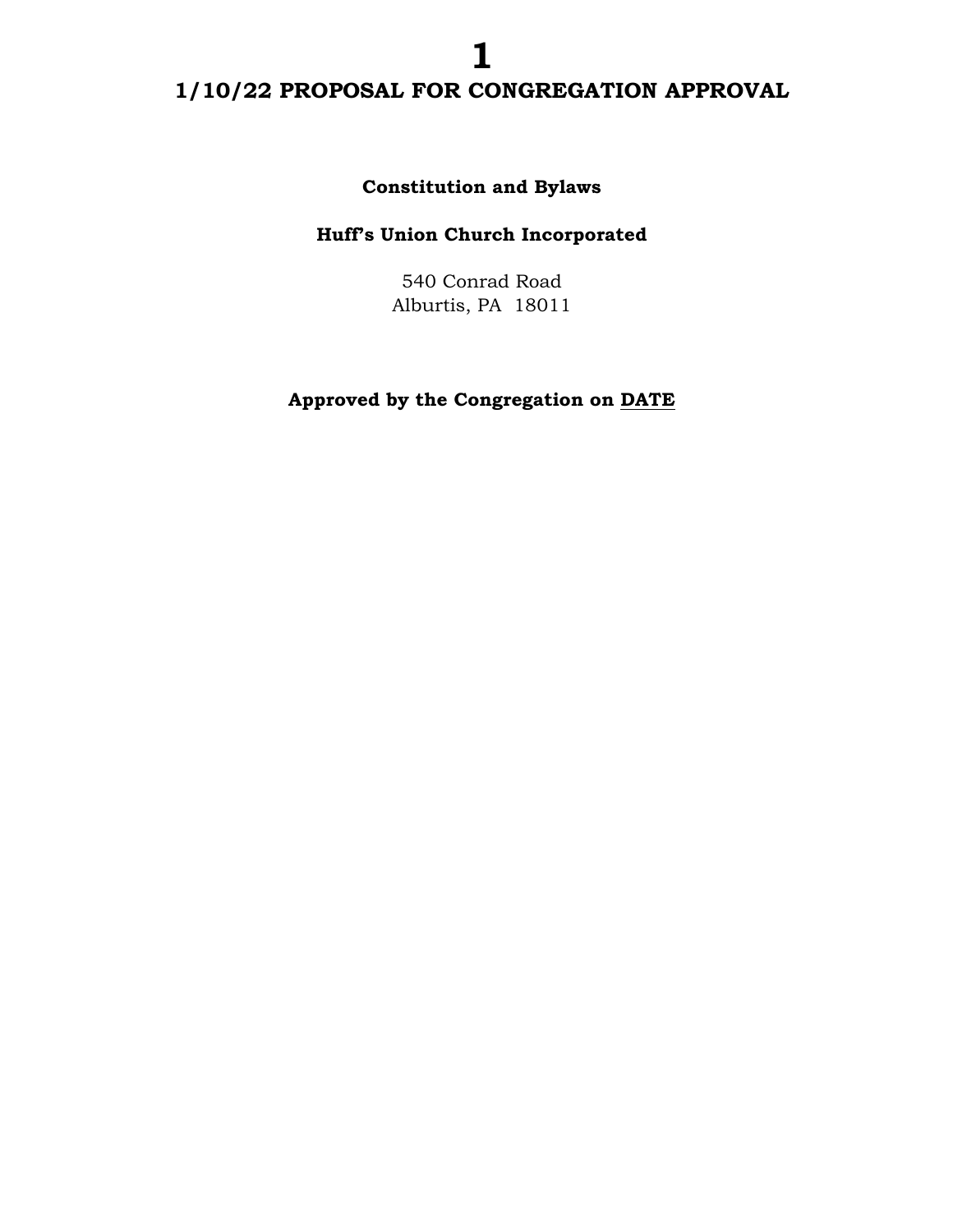# 1/10/22 PROPOSAL FOR CONGREGATION APPROVAL

**Constitution and Bylaws**

**Huff's Union Church Incorporated**

540 Conrad Road
Alburtis, PA 18011

**Approved by the Congregation on DATE**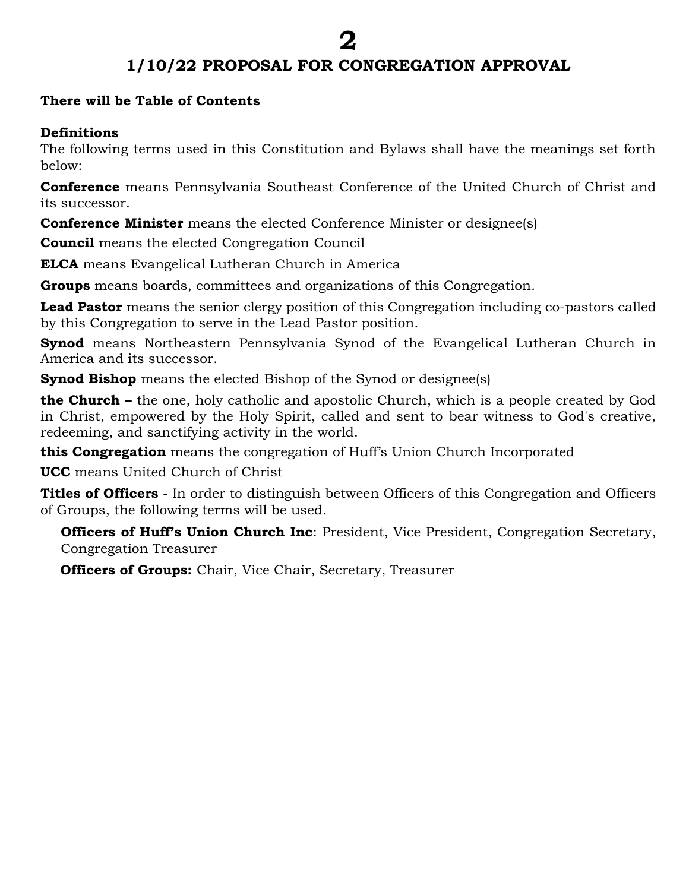## 1/10/22 PROPOSAL FOR CONGREGATION APPROVAL

**There will be Table of Contents**

**Definitions**

The following terms used in this Constitution and Bylaws shall have the meanings set forth below:

**Conference** means Pennsylvania Southeast Conference of the United Church of Christ and its successor.

**Conference Minister** means the elected Conference Minister or designee(s)

**Council** means the elected Congregation Council

**ELCA** means Evangelical Lutheran Church in America

**Groups** means boards, committees and organizations of this Congregation.

**Lead Pastor** means the senior clergy position of this Congregation including co-pastors called by this Congregation to serve in the Lead Pastor position.

**Synod** means Northeastern Pennsylvania Synod of the Evangelical Lutheran Church in America and its successor.

**Synod Bishop** means the elected Bishop of the Synod or designee(s)

**the Church –** the one, holy catholic and apostolic Church, which is a people created by God in Christ, empowered by the Holy Spirit, called and sent to bear witness to God's creative, redeeming, and sanctifying activity in the world.

**this Congregation** means the congregation of Huff's Union Church Incorporated

**UCC** means United Church of Christ

**Titles of Officers -** In order to distinguish between Officers of this Congregation and Officers of Groups, the following terms will be used.

- **Officers of Huff's Union Church Inc**: President, Vice President, Congregation Secretary, Congregation Treasurer
- **Officers of Groups:** Chair, Vice Chair, Secretary, Treasurer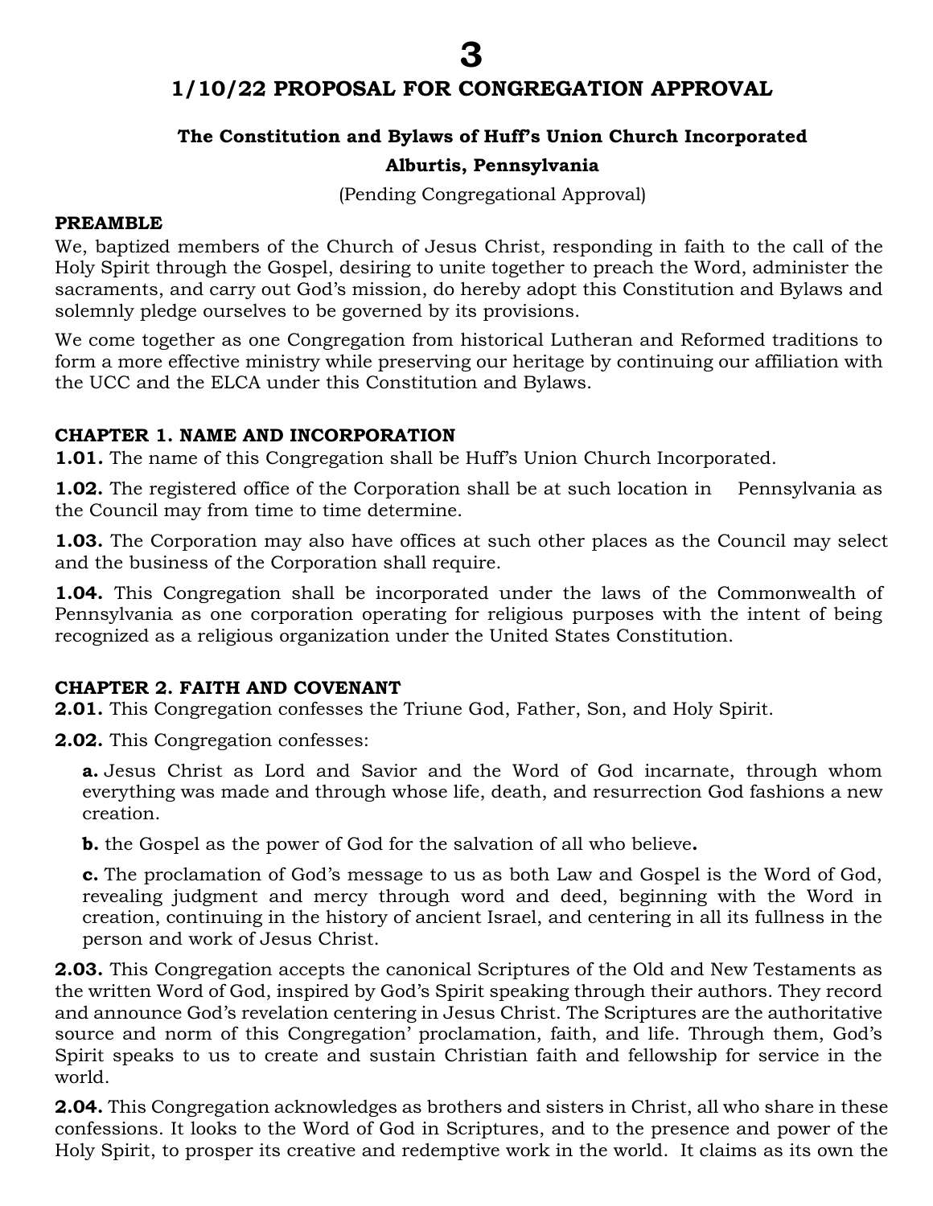# 1/10/22 PROPOSAL FOR CONGREGATION APPROVAL

## The Constitution and Bylaws of Huff's Union Church Incorporated

## Alburtis, Pennsylvania

(Pending Congregational Approval)

**PREAMBLE**

We, baptized members of the Church of Jesus Christ, responding in faith to the call of the Holy Spirit through the Gospel, desiring to unite together to preach the Word, administer the sacraments, and carry out God's mission, do hereby adopt this Constitution and Bylaws and solemnly pledge ourselves to be governed by its provisions.

We come together as one Congregation from historical Lutheran and Reformed traditions to form a more effective ministry while preserving our heritage by continuing our affiliation with the UCC and the ELCA under this Constitution and Bylaws.

**CHAPTER 1. NAME AND INCORPORATION**

**1.01.** The name of this Congregation shall be Huff's Union Church Incorporated.

**1.02.** The registered office of the Corporation shall be at such location in Pennsylvania as the Council may from time to time determine.

**1.03.** The Corporation may also have offices at such other places as the Council may select and the business of the Corporation shall require.

**1.04.** This Congregation shall be incorporated under the laws of the Commonwealth of Pennsylvania as one corporation operating for religious purposes with the intent of being recognized as a religious organization under the United States Constitution.

**CHAPTER 2. FAITH AND COVENANT**

**2.01.** This Congregation confesses the Triune God, Father, Son, and Holy Spirit.

**2.02.** This Congregation confesses:

**a.** Jesus Christ as Lord and Savior and the Word of God incarnate, through whom everything was made and through whose life, death, and resurrection God fashions a new creation.

**b.** the Gospel as the power of God for the salvation of all who believe**.**

**c.** The proclamation of God's message to us as both Law and Gospel is the Word of God, revealing judgment and mercy through word and deed, beginning with the Word in creation, continuing in the history of ancient Israel, and centering in all its fullness in the person and work of Jesus Christ.

**2.03.** This Congregation accepts the canonical Scriptures of the Old and New Testaments as the written Word of God, inspired by God's Spirit speaking through their authors. They record and announce God's revelation centering in Jesus Christ. The Scriptures are the authoritative source and norm of this Congregation' proclamation, faith, and life. Through them, God's Spirit speaks to us to create and sustain Christian faith and fellowship for service in the world.

**2.04.** This Congregation acknowledges as brothers and sisters in Christ, all who share in these confessions. It looks to the Word of God in Scriptures, and to the presence and power of the Holy Spirit, to prosper its creative and redemptive work in the world. It claims as its own the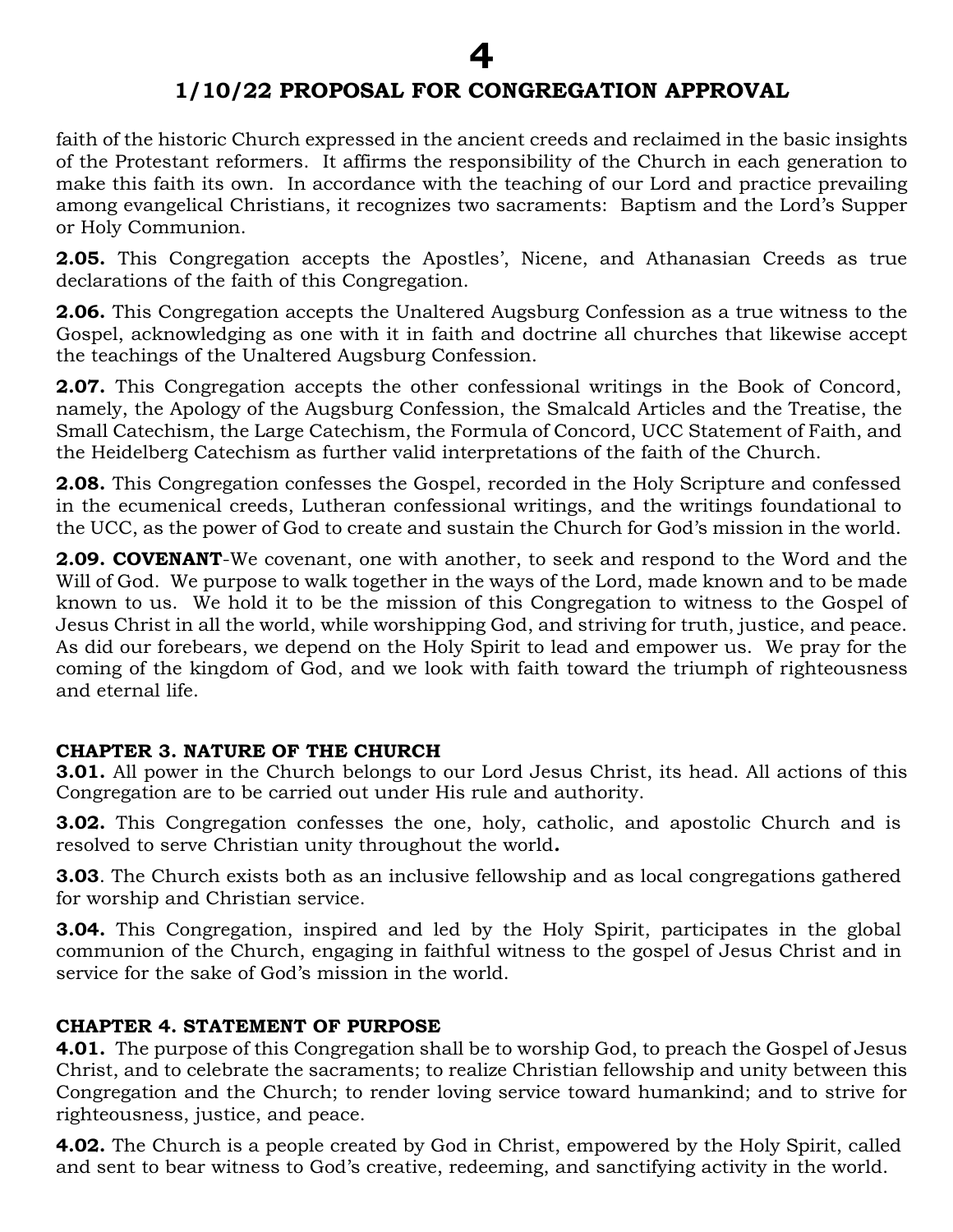faith of the historic Church expressed in the ancient creeds and reclaimed in the basic insights of the Protestant reformers. It affirms the responsibility of the Church in each generation to make this faith its own. In accordance with the teaching of our Lord and practice prevailing among evangelical Christians, it recognizes two sacraments: Baptism and the Lord's Supper or Holy Communion.

**2.05.** This Congregation accepts the Apostles', Nicene, and Athanasian Creeds as true declarations of the faith of this Congregation.

**2.06.** This Congregation accepts the Unaltered Augsburg Confession as a true witness to the Gospel, acknowledging as one with it in faith and doctrine all churches that likewise accept the teachings of the Unaltered Augsburg Confession.

**2.07.** This Congregation accepts the other confessional writings in the Book of Concord, namely, the Apology of the Augsburg Confession, the Smalcald Articles and the Treatise, the Small Catechism, the Large Catechism, the Formula of Concord, UCC Statement of Faith, and the Heidelberg Catechism as further valid interpretations of the faith of the Church.

**2.08.** This Congregation confesses the Gospel, recorded in the Holy Scripture and confessed in the ecumenical creeds, Lutheran confessional writings, and the writings foundational to the UCC, as the power of God to create and sustain the Church for God's mission in the world.

**2.09. COVENANT**-We covenant, one with another, to seek and respond to the Word and the Will of God. We purpose to walk together in the ways of the Lord, made known and to be made known to us. We hold it to be the mission of this Congregation to witness to the Gospel of Jesus Christ in all the world, while worshipping God, and striving for truth, justice, and peace. As did our forebears, we depend on the Holy Spirit to lead and empower us. We pray for the coming of the kingdom of God, and we look with faith toward the triumph of righteousness and eternal life.

## CHAPTER 3. NATURE OF THE CHURCH

**3.01.** All power in the Church belongs to our Lord Jesus Christ, its head. All actions of this Congregation are to be carried out under His rule and authority.

**3.02.** This Congregation confesses the one, holy, catholic, and apostolic Church and is resolved to serve Christian unity throughout the world**.**

**3.03**. The Church exists both as an inclusive fellowship and as local congregations gathered for worship and Christian service.

**3.04.** This Congregation, inspired and led by the Holy Spirit, participates in the global communion of the Church, engaging in faithful witness to the gospel of Jesus Christ and in service for the sake of God's mission in the world.

## CHAPTER 4. STATEMENT OF PURPOSE

**4.01.** The purpose of this Congregation shall be to worship God, to preach the Gospel of Jesus Christ, and to celebrate the sacraments; to realize Christian fellowship and unity between this Congregation and the Church; to render loving service toward humankind; and to strive for righteousness, justice, and peace.

**4.02.** The Church is a people created by God in Christ, empowered by the Holy Spirit, called and sent to bear witness to God's creative, redeeming, and sanctifying activity in the world.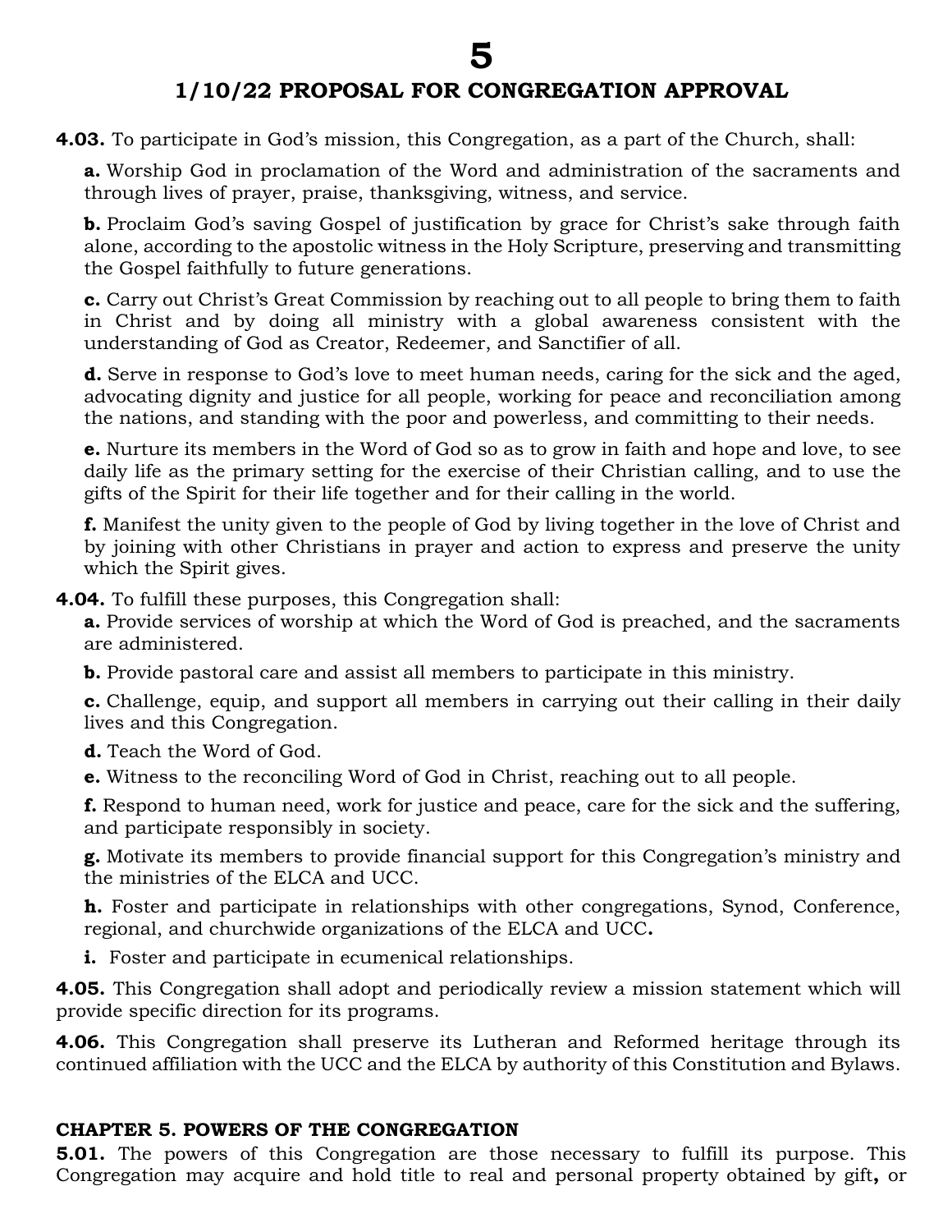**4.03.** To participate in God's mission, this Congregation, as a part of the Church, shall:

**a.** Worship God in proclamation of the Word and administration of the sacraments and through lives of prayer, praise, thanksgiving, witness, and service.

**b.** Proclaim God's saving Gospel of justification by grace for Christ's sake through faith alone, according to the apostolic witness in the Holy Scripture, preserving and transmitting the Gospel faithfully to future generations.

**c.** Carry out Christ's Great Commission by reaching out to all people to bring them to faith in Christ and by doing all ministry with a global awareness consistent with the understanding of God as Creator, Redeemer, and Sanctifier of all.

**d.** Serve in response to God's love to meet human needs, caring for the sick and the aged, advocating dignity and justice for all people, working for peace and reconciliation among the nations, and standing with the poor and powerless, and committing to their needs.

**e.** Nurture its members in the Word of God so as to grow in faith and hope and love, to see daily life as the primary setting for the exercise of their Christian calling, and to use the gifts of the Spirit for their life together and for their calling in the world.

**f.** Manifest the unity given to the people of God by living together in the love of Christ and by joining with other Christians in prayer and action to express and preserve the unity which the Spirit gives.

**4.04.** To fulfill these purposes, this Congregation shall:

**a.** Provide services of worship at which the Word of God is preached, and the sacraments are administered.

**b.** Provide pastoral care and assist all members to participate in this ministry.

**c.** Challenge, equip, and support all members in carrying out their calling in their daily lives and this Congregation.

**d.** Teach the Word of God.

**e.** Witness to the reconciling Word of God in Christ, reaching out to all people.

**f.** Respond to human need, work for justice and peace, care for the sick and the suffering, and participate responsibly in society.

**g.** Motivate its members to provide financial support for this Congregation's ministry and the ministries of the ELCA and UCC.

**h.** Foster and participate in relationships with other congregations, Synod, Conference, regional, and churchwide organizations of the ELCA and UCC**.**

**i.** Foster and participate in ecumenical relationships.

**4.05.** This Congregation shall adopt and periodically review a mission statement which will provide specific direction for its programs.

**4.06.** This Congregation shall preserve its Lutheran and Reformed heritage through its continued affiliation with the UCC and the ELCA by authority of this Constitution and Bylaws.

## CHAPTER 5. POWERS OF THE CONGREGATION

**5.01.** The powers of this Congregation are those necessary to fulfill its purpose. This Congregation may acquire and hold title to real and personal property obtained by gift**,** or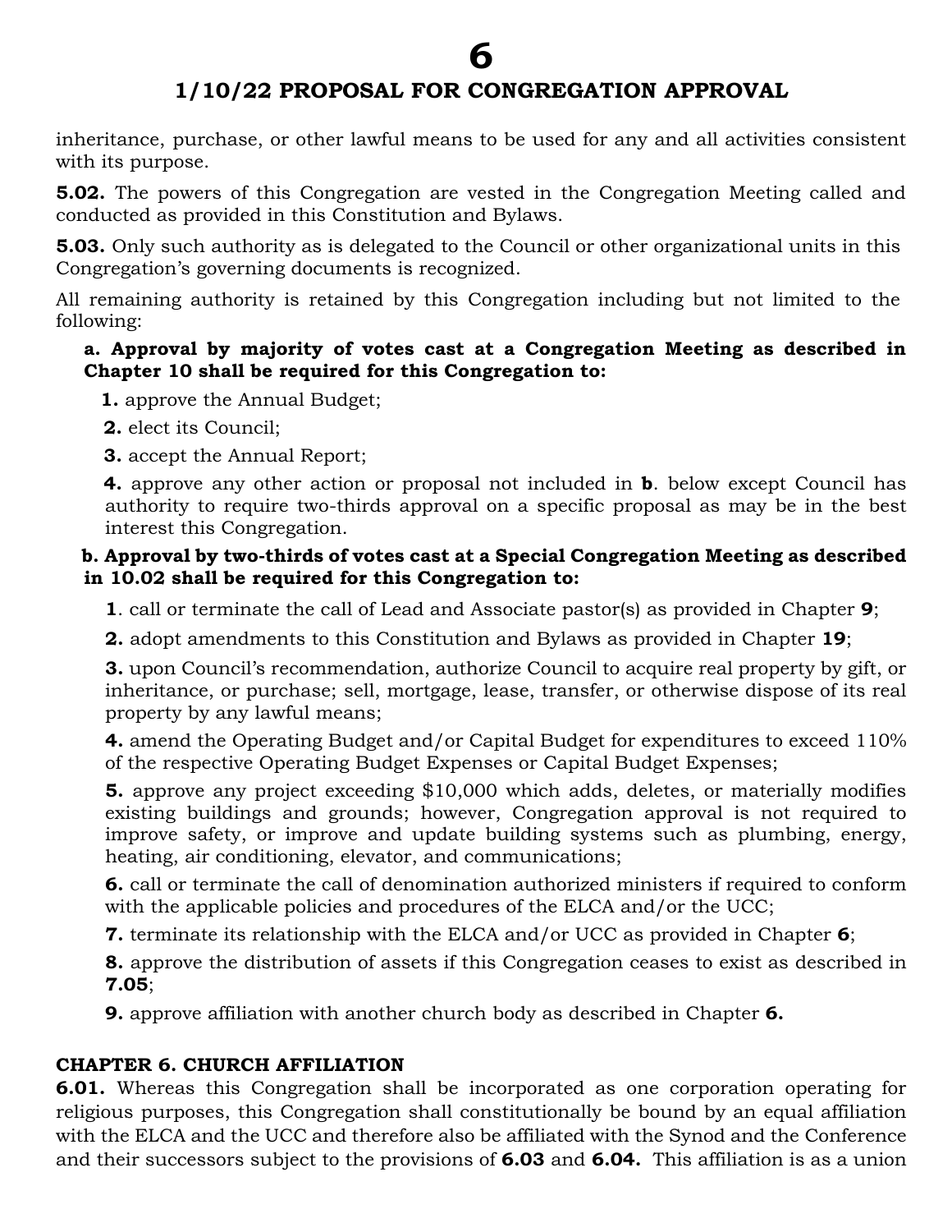inheritance, purchase, or other lawful means to be used for any and all activities consistent with its purpose.

**5.02.** The powers of this Congregation are vested in the Congregation Meeting called and conducted as provided in this Constitution and Bylaws.

**5.03.** Only such authority as is delegated to the Council or other organizational units in this Congregation's governing documents is recognized.

All remaining authority is retained by this Congregation including but not limited to the following:

**a. Approval by majority of votes cast at a Congregation Meeting as described in Chapter 10 shall be required for this Congregation to:**

**1.** approve the Annual Budget;

**2.** elect its Council;

**3.** accept the Annual Report;

**4.** approve any other action or proposal not included in **b**. below except Council has authority to require two-thirds approval on a specific proposal as may be in the best interest this Congregation.

**b. Approval by two-thirds of votes cast at a Special Congregation Meeting as described in 10.02 shall be required for this Congregation to:**

**1**. call or terminate the call of Lead and Associate pastor(s) as provided in Chapter **9**;

**2.** adopt amendments to this Constitution and Bylaws as provided in Chapter **19**;

**3.** upon Council's recommendation, authorize Council to acquire real property by gift, or inheritance, or purchase; sell, mortgage, lease, transfer, or otherwise dispose of its real property by any lawful means;

**4.** amend the Operating Budget and/or Capital Budget for expenditures to exceed 110% of the respective Operating Budget Expenses or Capital Budget Expenses;

**5.** approve any project exceeding $10,000 which adds, deletes, or materially modifies existing buildings and grounds; however, Congregation approval is not required to improve safety, or improve and update building systems such as plumbing, energy, heating, air conditioning, elevator, and communications;

**6.** call or terminate the call of denomination authorized ministers if required to conform with the applicable policies and procedures of the ELCA and/or the UCC;

**7.** terminate its relationship with the ELCA and/or UCC as provided in Chapter **6**;

**8.** approve the distribution of assets if this Congregation ceases to exist as described in **7.05**;

**9.** approve affiliation with another church body as described in Chapter **6.**

## CHAPTER 6. CHURCH AFFILIATION

**6.01.** Whereas this Congregation shall be incorporated as one corporation operating for religious purposes, this Congregation shall constitutionally be bound by an equal affiliation with the ELCA and the UCC and therefore also be affiliated with the Synod and the Conference and their successors subject to the provisions of **6.03** and **6.04.** This affiliation is as a union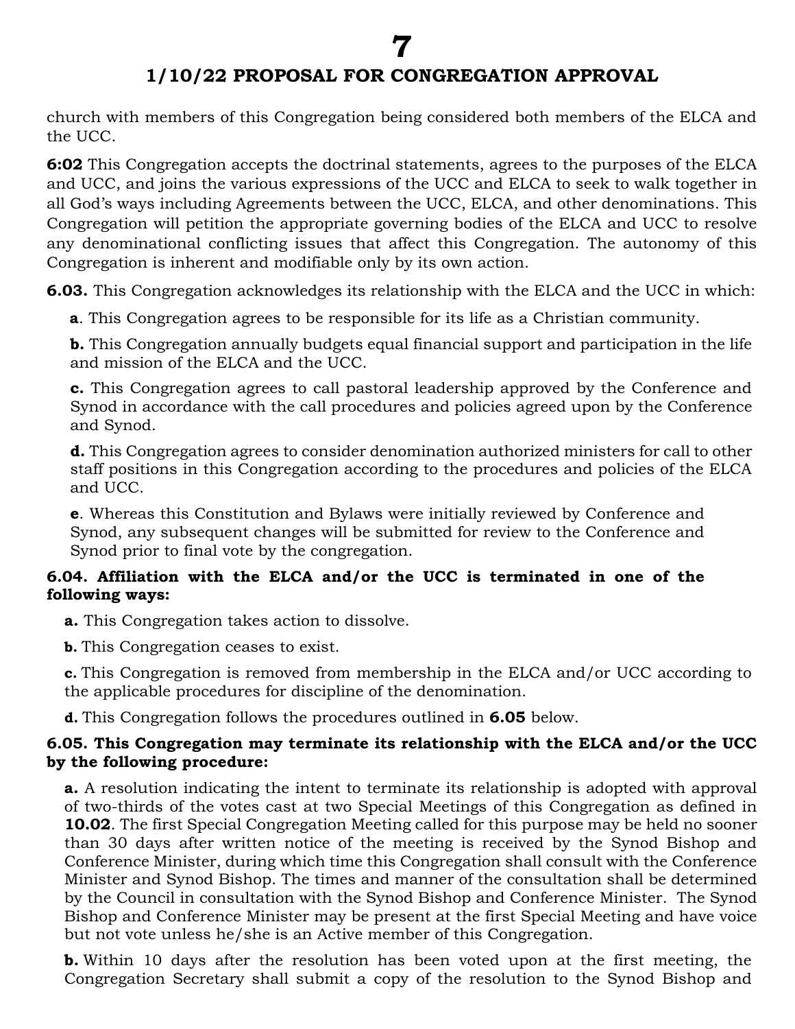church with members of this Congregation being considered both members of the ELCA and the UCC.

**6:02** This Congregation accepts the doctrinal statements, agrees to the purposes of the ELCA and UCC, and joins the various expressions of the UCC and ELCA to seek to walk together in all God's ways including Agreements between the UCC, ELCA, and other denominations. This Congregation will petition the appropriate governing bodies of the ELCA and UCC to resolve any denominational conflicting issues that affect this Congregation. The autonomy of this Congregation is inherent and modifiable only by its own action.

**6.03.** This Congregation acknowledges its relationship with the ELCA and the UCC in which:

**a**. This Congregation agrees to be responsible for its life as a Christian community.

**b.** This Congregation annually budgets equal financial support and participation in the life and mission of the ELCA and the UCC.

**c.** This Congregation agrees to call pastoral leadership approved by the Conference and Synod in accordance with the call procedures and policies agreed upon by the Conference and Synod.

**d.** This Congregation agrees to consider denomination authorized ministers for call to other staff positions in this Congregation according to the procedures and policies of the ELCA and UCC.

**e**. Whereas this Constitution and Bylaws were initially reviewed by Conference and Synod, any subsequent changes will be submitted for review to the Conference and Synod prior to final vote by the congregation.

**6.04. Affiliation with the ELCA and/or the UCC is terminated in one of the following ways:**

**a.** This Congregation takes action to dissolve.

**b.** This Congregation ceases to exist.

**c.** This Congregation is removed from membership in the ELCA and/or UCC according to the applicable procedures for discipline of the denomination.

**d.** This Congregation follows the procedures outlined in **6.05** below.

**6.05. This Congregation may terminate its relationship with the ELCA and/or the UCC by the following procedure:**

**a.** A resolution indicating the intent to terminate its relationship is adopted with approval of two-thirds of the votes cast at two Special Meetings of this Congregation as defined in **10.02**. The first Special Congregation Meeting called for this purpose may be held no sooner than 30 days after written notice of the meeting is received by the Synod Bishop and Conference Minister, during which time this Congregation shall consult with the Conference Minister and Synod Bishop. The times and manner of the consultation shall be determined by the Council in consultation with the Synod Bishop and Conference Minister. The Synod Bishop and Conference Minister may be present at the first Special Meeting and have voice but not vote unless he/she is an Active member of this Congregation.

**b.** Within 10 days after the resolution has been voted upon at the first meeting, the Congregation Secretary shall submit a copy of the resolution to the Synod Bishop and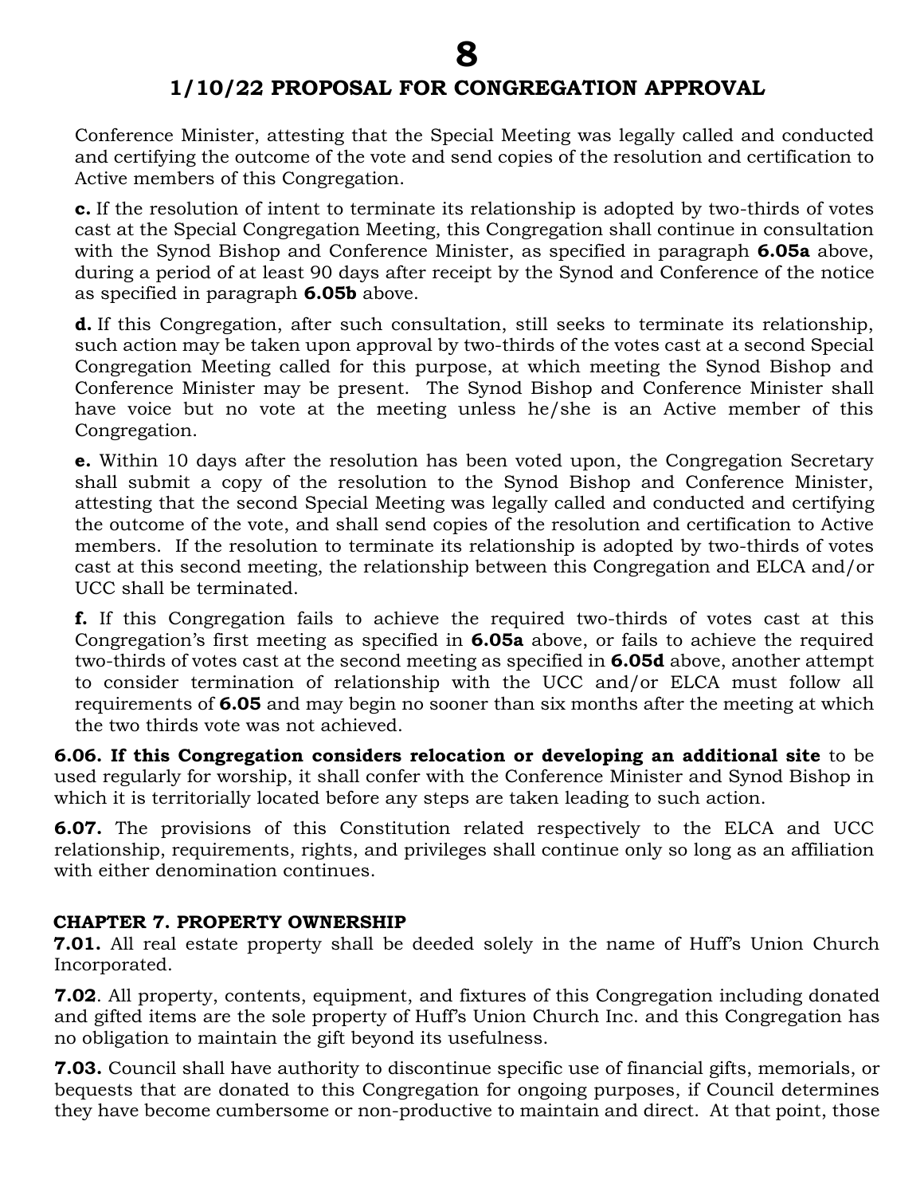Conference Minister, attesting that the Special Meeting was legally called and conducted and certifying the outcome of the vote and send copies of the resolution and certification to Active members of this Congregation.

**c.** If the resolution of intent to terminate its relationship is adopted by two-thirds of votes cast at the Special Congregation Meeting, this Congregation shall continue in consultation with the Synod Bishop and Conference Minister, as specified in paragraph **6.05a** above, during a period of at least 90 days after receipt by the Synod and Conference of the notice as specified in paragraph **6.05b** above.

**d.** If this Congregation, after such consultation, still seeks to terminate its relationship, such action may be taken upon approval by two-thirds of the votes cast at a second Special Congregation Meeting called for this purpose, at which meeting the Synod Bishop and Conference Minister may be present. The Synod Bishop and Conference Minister shall have voice but no vote at the meeting unless he/she is an Active member of this Congregation.

**e.** Within 10 days after the resolution has been voted upon, the Congregation Secretary shall submit a copy of the resolution to the Synod Bishop and Conference Minister, attesting that the second Special Meeting was legally called and conducted and certifying the outcome of the vote, and shall send copies of the resolution and certification to Active members. If the resolution to terminate its relationship is adopted by two-thirds of votes cast at this second meeting, the relationship between this Congregation and ELCA and/or UCC shall be terminated.

**f.** If this Congregation fails to achieve the required two-thirds of votes cast at this Congregation's first meeting as specified in **6.05a** above, or fails to achieve the required two-thirds of votes cast at the second meeting as specified in **6.05d** above, another attempt to consider termination of relationship with the UCC and/or ELCA must follow all requirements of **6.05** and may begin no sooner than six months after the meeting at which the two thirds vote was not achieved.

**6.06. If this Congregation considers relocation or developing an additional site** to be used regularly for worship, it shall confer with the Conference Minister and Synod Bishop in which it is territorially located before any steps are taken leading to such action.

**6.07.** The provisions of this Constitution related respectively to the ELCA and UCC relationship, requirements, rights, and privileges shall continue only so long as an affiliation with either denomination continues.

## CHAPTER 7. PROPERTY OWNERSHIP

**7.01.** All real estate property shall be deeded solely in the name of Huff's Union Church Incorporated.

**7.02**. All property, contents, equipment, and fixtures of this Congregation including donated and gifted items are the sole property of Huff's Union Church Inc. and this Congregation has no obligation to maintain the gift beyond its usefulness.

**7.03.** Council shall have authority to discontinue specific use of financial gifts, memorials, or bequests that are donated to this Congregation for ongoing purposes, if Council determines they have become cumbersome or non-productive to maintain and direct. At that point, those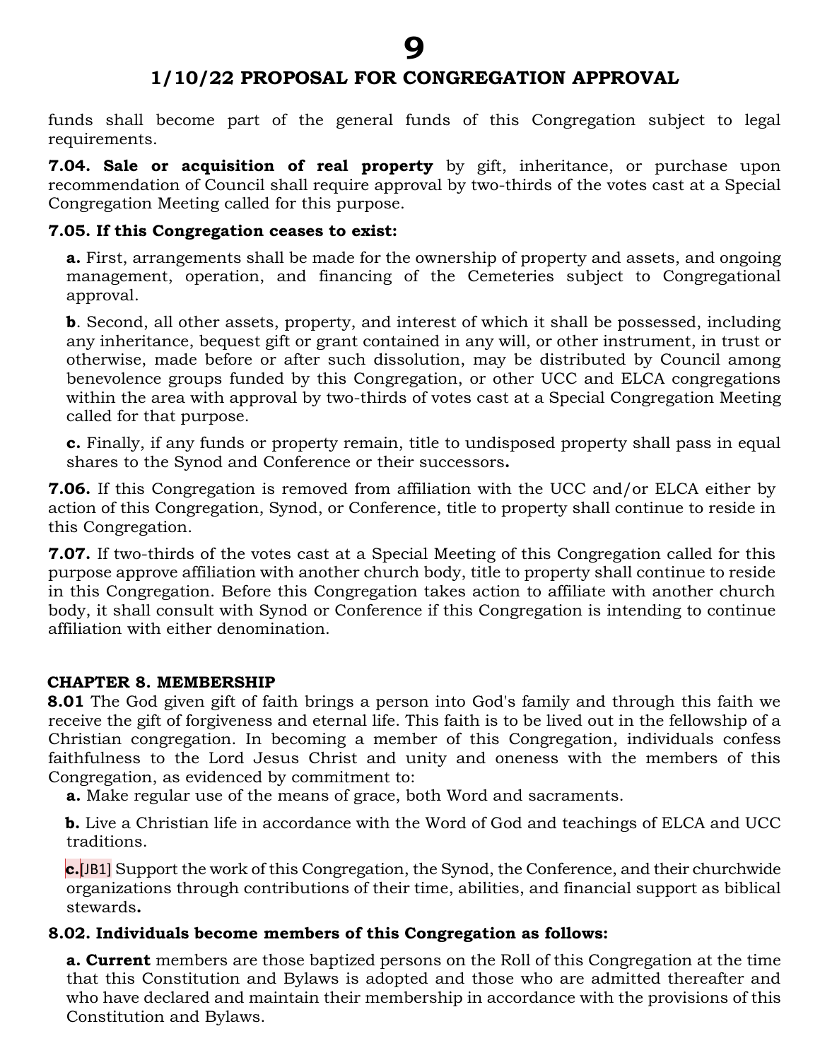funds shall become part of the general funds of this Congregation subject to legal requirements.

**7.04. Sale or acquisition of real property** by gift, inheritance, or purchase upon recommendation of Council shall require approval by two-thirds of the votes cast at a Special Congregation Meeting called for this purpose.

**7.05. If this Congregation ceases to exist:**

**a.** First, arrangements shall be made for the ownership of property and assets, and ongoing management, operation, and financing of the Cemeteries subject to Congregational approval.

**b**. Second, all other assets, property, and interest of which it shall be possessed, including any inheritance, bequest gift or grant contained in any will, or other instrument, in trust or otherwise, made before or after such dissolution, may be distributed by Council among benevolence groups funded by this Congregation, or other UCC and ELCA congregations within the area with approval by two-thirds of votes cast at a Special Congregation Meeting called for that purpose.

**c.** Finally, if any funds or property remain, title to undisposed property shall pass in equal shares to the Synod and Conference or their successors**.**

**7.06.** If this Congregation is removed from affiliation with the UCC and/or ELCA either by action of this Congregation, Synod, or Conference, title to property shall continue to reside in this Congregation.

**7.07.** If two-thirds of the votes cast at a Special Meeting of this Congregation called for this purpose approve affiliation with another church body, title to property shall continue to reside in this Congregation. Before this Congregation takes action to affiliate with another church body, it shall consult with Synod or Conference if this Congregation is intending to continue affiliation with either denomination.

## CHAPTER 8. MEMBERSHIP

**8.01** The God given gift of faith brings a person into God's family and through this faith we receive the gift of forgiveness and eternal life. This faith is to be lived out in the fellowship of a Christian congregation. In becoming a member of this Congregation, individuals confess faithfulness to the Lord Jesus Christ and unity and oneness with the members of this Congregation, as evidenced by commitment to:

**a.** Make regular use of the means of grace, both Word and sacraments.

**b.** Live a Christian life in accordance with the Word of God and teachings of ELCA and UCC traditions.

**c.**[JB1] Support the work of this Congregation, the Synod, the Conference, and their churchwide organizations through contributions of their time, abilities, and financial support as biblical stewards**.**

**8.02. Individuals become members of this Congregation as follows:**

**a. Current** members are those baptized persons on the Roll of this Congregation at the time that this Constitution and Bylaws is adopted and those who are admitted thereafter and who have declared and maintain their membership in accordance with the provisions of this Constitution and Bylaws.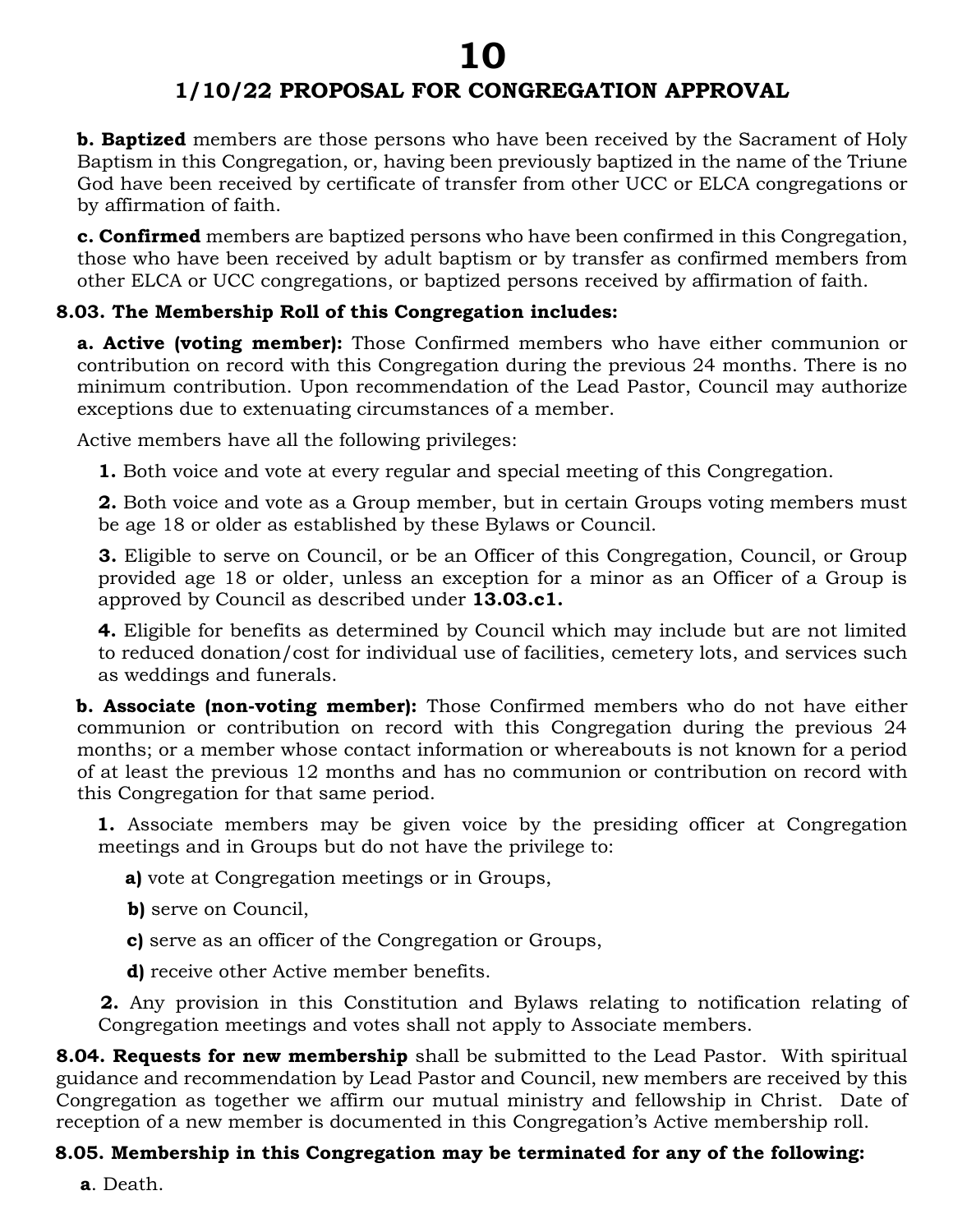**b. Baptized** members are those persons who have been received by the Sacrament of Holy Baptism in this Congregation, or, having been previously baptized in the name of the Triune God have been received by certificate of transfer from other UCC or ELCA congregations or by affirmation of faith.

**c. Confirmed** members are baptized persons who have been confirmed in this Congregation, those who have been received by adult baptism or by transfer as confirmed members from other ELCA or UCC congregations, or baptized persons received by affirmation of faith.

**8.03. The Membership Roll of this Congregation includes:**

**a. Active (voting member):** Those Confirmed members who have either communion or contribution on record with this Congregation during the previous 24 months. There is no minimum contribution. Upon recommendation of the Lead Pastor, Council may authorize exceptions due to extenuating circumstances of a member.

Active members have all the following privileges:

**1.** Both voice and vote at every regular and special meeting of this Congregation.

**2.** Both voice and vote as a Group member, but in certain Groups voting members must be age 18 or older as established by these Bylaws or Council.

**3.** Eligible to serve on Council, or be an Officer of this Congregation, Council, or Group provided age 18 or older, unless an exception for a minor as an Officer of a Group is approved by Council as described under **13.03.c1.**

**4.** Eligible for benefits as determined by Council which may include but are not limited to reduced donation/cost for individual use of facilities, cemetery lots, and services such as weddings and funerals.

**b. Associate (non-voting member):** Those Confirmed members who do not have either communion or contribution on record with this Congregation during the previous 24 months; or a member whose contact information or whereabouts is not known for a period of at least the previous 12 months and has no communion or contribution on record with this Congregation for that same period.

**1.** Associate members may be given voice by the presiding officer at Congregation meetings and in Groups but do not have the privilege to:

**a)** vote at Congregation meetings or in Groups,

**b)** serve on Council,

**c)** serve as an officer of the Congregation or Groups,

**d)** receive other Active member benefits.

**2.** Any provision in this Constitution and Bylaws relating to notification relating of Congregation meetings and votes shall not apply to Associate members.

**8.04. Requests for new membership** shall be submitted to the Lead Pastor. With spiritual guidance and recommendation by Lead Pastor and Council, new members are received by this Congregation as together we affirm our mutual ministry and fellowship in Christ. Date of reception of a new member is documented in this Congregation's Active membership roll.

**8.05. Membership in this Congregation may be terminated for any of the following:**

**a**. Death.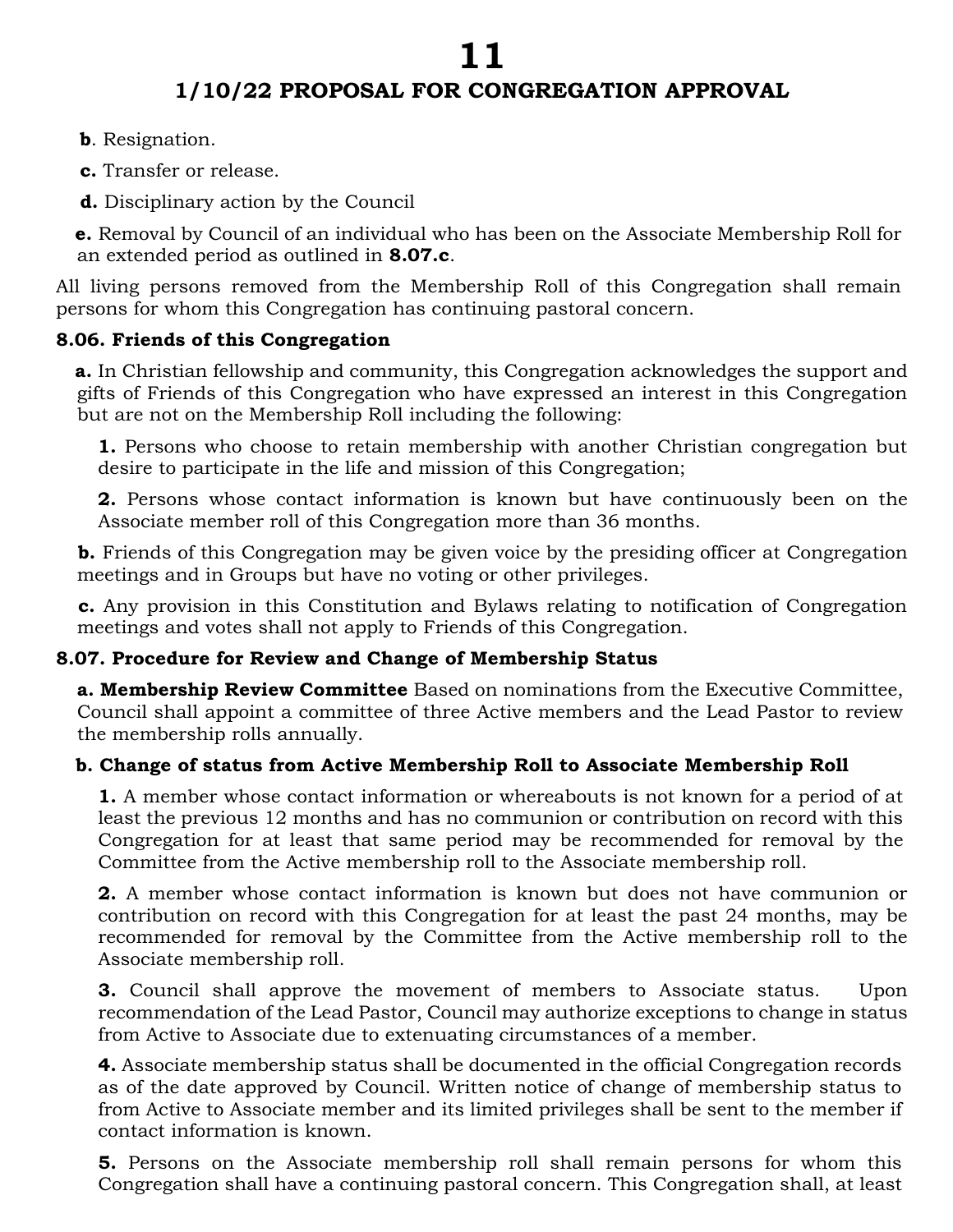**b**. Resignation.

**c.** Transfer or release.

**d.** Disciplinary action by the Council

**e.** Removal by Council of an individual who has been on the Associate Membership Roll for an extended period as outlined in **8.07.c**.

All living persons removed from the Membership Roll of this Congregation shall remain persons for whom this Congregation has continuing pastoral concern.

### 8.06. Friends of this Congregation

**a.** In Christian fellowship and community, this Congregation acknowledges the support and gifts of Friends of this Congregation who have expressed an interest in this Congregation but are not on the Membership Roll including the following:

**1.** Persons who choose to retain membership with another Christian congregation but desire to participate in the life and mission of this Congregation;

**2.** Persons whose contact information is known but have continuously been on the Associate member roll of this Congregation more than 36 months.

**b.** Friends of this Congregation may be given voice by the presiding officer at Congregation meetings and in Groups but have no voting or other privileges.

**c.** Any provision in this Constitution and Bylaws relating to notification of Congregation meetings and votes shall not apply to Friends of this Congregation.

### 8.07. Procedure for Review and Change of Membership Status

**a. Membership Review Committee** Based on nominations from the Executive Committee, Council shall appoint a committee of three Active members and the Lead Pastor to review the membership rolls annually.

**b. Change of status from Active Membership Roll to Associate Membership Roll**

**1.** A member whose contact information or whereabouts is not known for a period of at least the previous 12 months and has no communion or contribution on record with this Congregation for at least that same period may be recommended for removal by the Committee from the Active membership roll to the Associate membership roll.

**2.** A member whose contact information is known but does not have communion or contribution on record with this Congregation for at least the past 24 months, may be recommended for removal by the Committee from the Active membership roll to the Associate membership roll.

**3.** Council shall approve the movement of members to Associate status. Upon recommendation of the Lead Pastor, Council may authorize exceptions to change in status from Active to Associate due to extenuating circumstances of a member.

**4.** Associate membership status shall be documented in the official Congregation records as of the date approved by Council. Written notice of change of membership status to from Active to Associate member and its limited privileges shall be sent to the member if contact information is known.

**5.** Persons on the Associate membership roll shall remain persons for whom this Congregation shall have a continuing pastoral concern. This Congregation shall, at least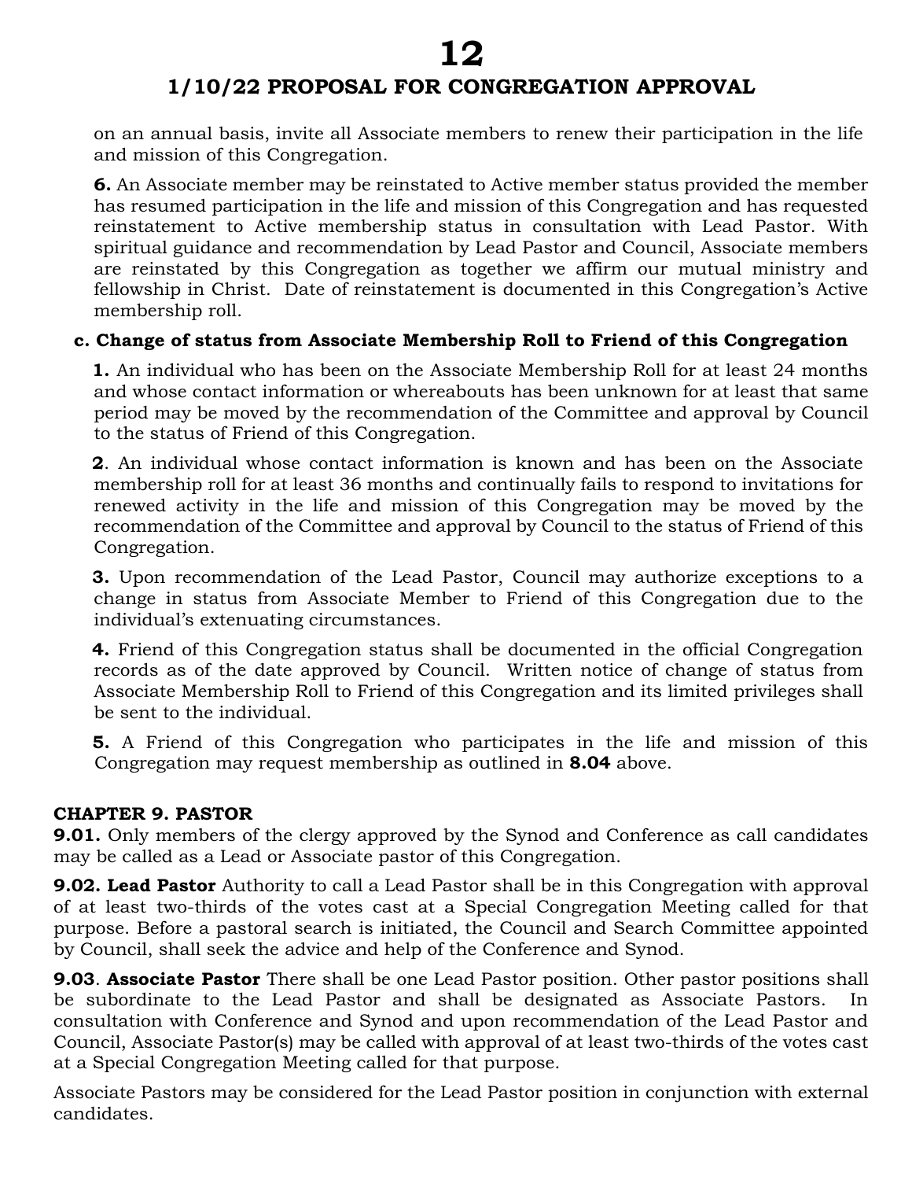on an annual basis, invite all Associate members to renew their participation in the life and mission of this Congregation.

**6.** An Associate member may be reinstated to Active member status provided the member has resumed participation in the life and mission of this Congregation and has requested reinstatement to Active membership status in consultation with Lead Pastor. With spiritual guidance and recommendation by Lead Pastor and Council, Associate members are reinstated by this Congregation as together we affirm our mutual ministry and fellowship in Christ. Date of reinstatement is documented in this Congregation's Active membership roll.

**c. Change of status from Associate Membership Roll to Friend of this Congregation**

**1.** An individual who has been on the Associate Membership Roll for at least 24 months and whose contact information or whereabouts has been unknown for at least that same period may be moved by the recommendation of the Committee and approval by Council to the status of Friend of this Congregation.

**2**. An individual whose contact information is known and has been on the Associate membership roll for at least 36 months and continually fails to respond to invitations for renewed activity in the life and mission of this Congregation may be moved by the recommendation of the Committee and approval by Council to the status of Friend of this Congregation.

**3.** Upon recommendation of the Lead Pastor, Council may authorize exceptions to a change in status from Associate Member to Friend of this Congregation due to the individual's extenuating circumstances.

**4.** Friend of this Congregation status shall be documented in the official Congregation records as of the date approved by Council. Written notice of change of status from Associate Membership Roll to Friend of this Congregation and its limited privileges shall be sent to the individual.

**5.** A Friend of this Congregation who participates in the life and mission of this Congregation may request membership as outlined in **8.04** above.

## CHAPTER 9. PASTOR

**9.01.** Only members of the clergy approved by the Synod and Conference as call candidates may be called as a Lead or Associate pastor of this Congregation.

**9.02. Lead Pastor** Authority to call a Lead Pastor shall be in this Congregation with approval of at least two-thirds of the votes cast at a Special Congregation Meeting called for that purpose. Before a pastoral search is initiated, the Council and Search Committee appointed by Council, shall seek the advice and help of the Conference and Synod.

**9.03**. **Associate Pastor** There shall be one Lead Pastor position. Other pastor positions shall be subordinate to the Lead Pastor and shall be designated as Associate Pastors. In consultation with Conference and Synod and upon recommendation of the Lead Pastor and Council, Associate Pastor(s) may be called with approval of at least two-thirds of the votes cast at a Special Congregation Meeting called for that purpose.

Associate Pastors may be considered for the Lead Pastor position in conjunction with external candidates.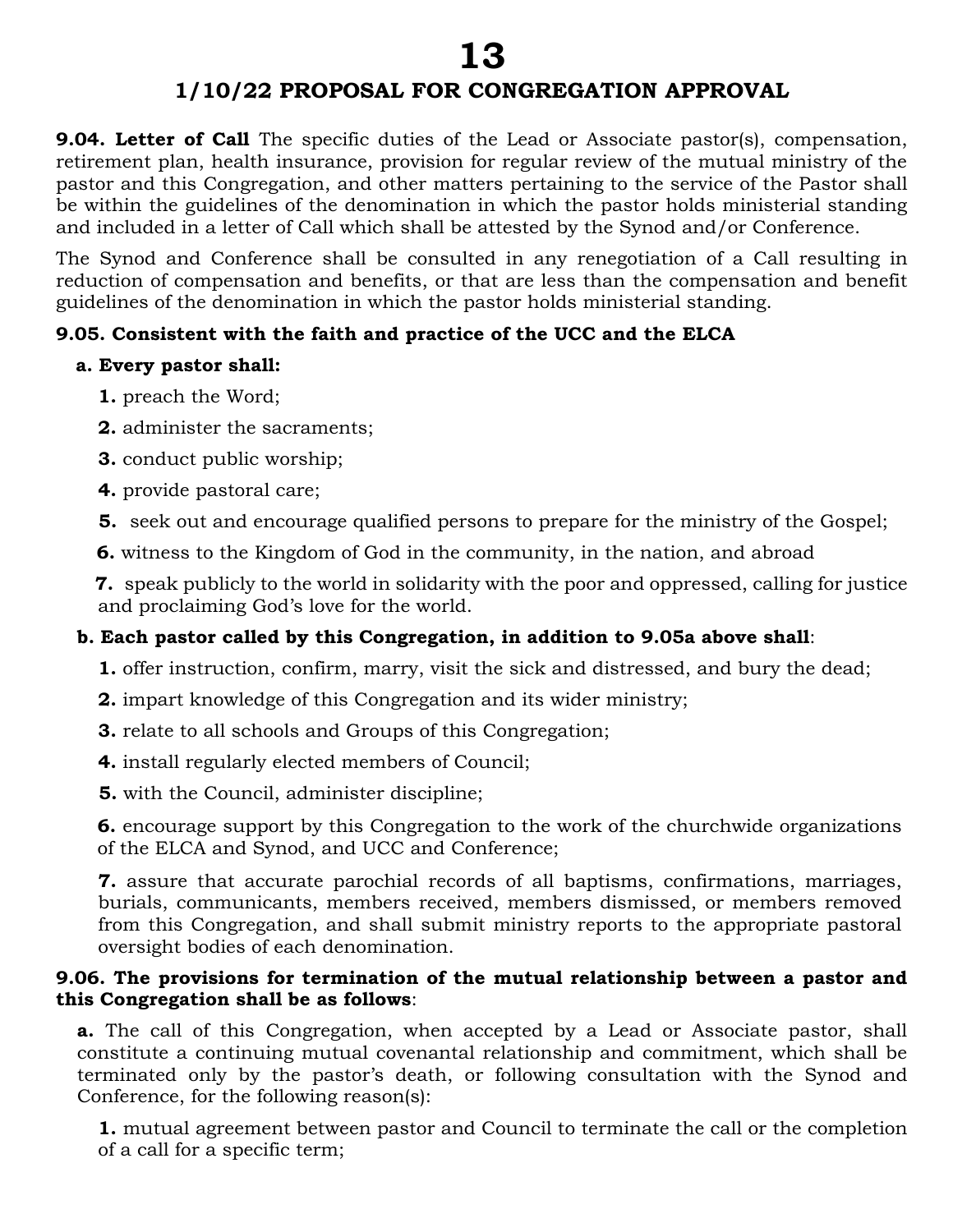## 1/10/22 PROPOSAL FOR CONGREGATION APPROVAL

**9.04. Letter of Call** The specific duties of the Lead or Associate pastor(s), compensation, retirement plan, health insurance, provision for regular review of the mutual ministry of the pastor and this Congregation, and other matters pertaining to the service of the Pastor shall be within the guidelines of the denomination in which the pastor holds ministerial standing and included in a letter of Call which shall be attested by the Synod and/or Conference.

The Synod and Conference shall be consulted in any renegotiation of a Call resulting in reduction of compensation and benefits, or that are less than the compensation and benefit guidelines of the denomination in which the pastor holds ministerial standing.

**9.05. Consistent with the faith and practice of the UCC and the ELCA**

**a. Every pastor shall:**

**1.** preach the Word;

**2.** administer the sacraments;

**3.** conduct public worship;

**4.** provide pastoral care;

**5.** seek out and encourage qualified persons to prepare for the ministry of the Gospel;

**6.** witness to the Kingdom of God in the community, in the nation, and abroad

**7.** speak publicly to the world in solidarity with the poor and oppressed, calling for justice and proclaiming God's love for the world.

**b. Each pastor called by this Congregation, in addition to 9.05a above shall**:

**1.** offer instruction, confirm, marry, visit the sick and distressed, and bury the dead;

**2.** impart knowledge of this Congregation and its wider ministry;

**3.** relate to all schools and Groups of this Congregation;

**4.** install regularly elected members of Council;

**5.** with the Council, administer discipline;

**6.** encourage support by this Congregation to the work of the churchwide organizations of the ELCA and Synod, and UCC and Conference;

**7.** assure that accurate parochial records of all baptisms, confirmations, marriages, burials, communicants, members received, members dismissed, or members removed from this Congregation, and shall submit ministry reports to the appropriate pastoral oversight bodies of each denomination.

**9.06. The provisions for termination of the mutual relationship between a pastor and this Congregation shall be as follows**:

**a.** The call of this Congregation, when accepted by a Lead or Associate pastor, shall constitute a continuing mutual covenantal relationship and commitment, which shall be terminated only by the pastor's death, or following consultation with the Synod and Conference, for the following reason(s):

**1.** mutual agreement between pastor and Council to terminate the call or the completion of a call for a specific term;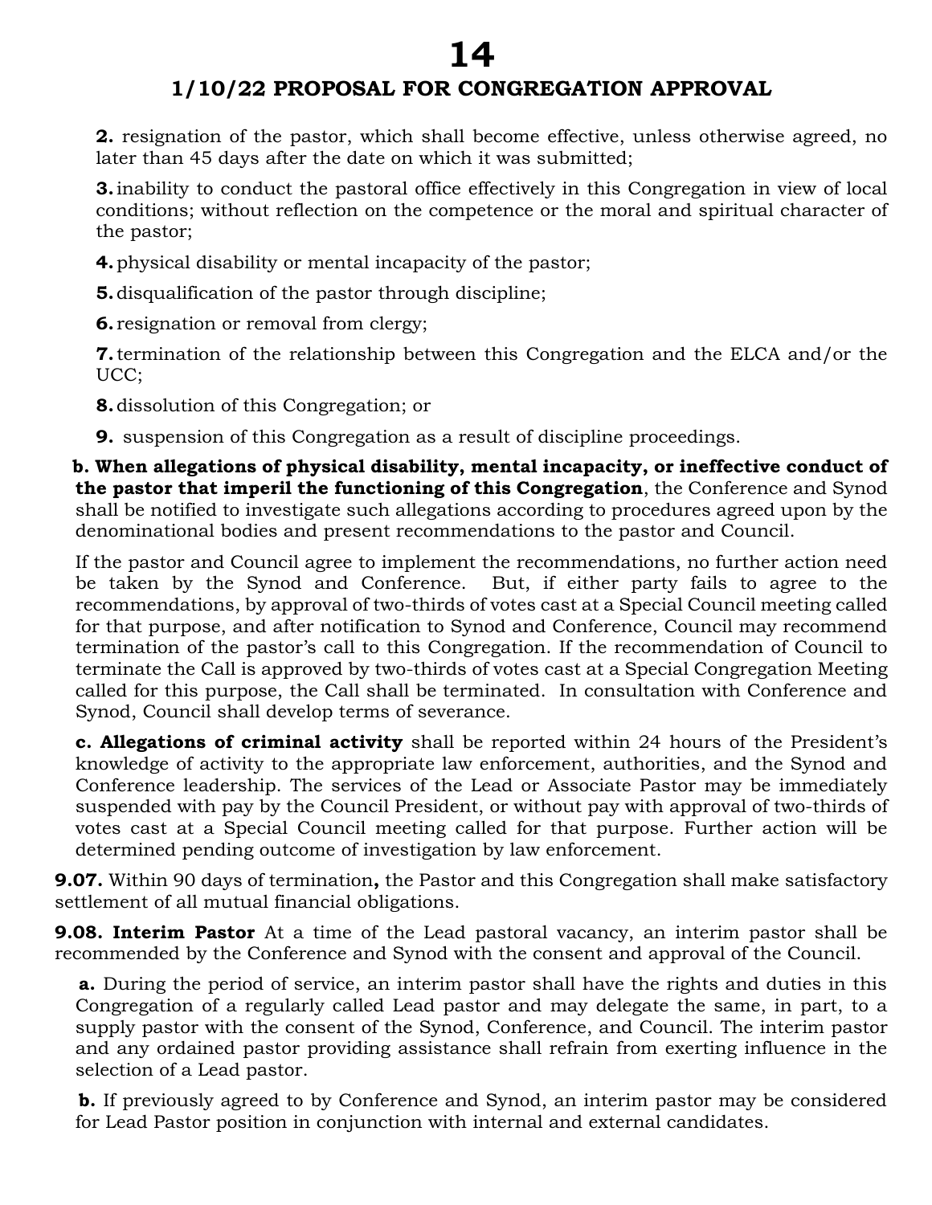**2.** resignation of the pastor, which shall become effective, unless otherwise agreed, no later than 45 days after the date on which it was submitted;

**3.** inability to conduct the pastoral office effectively in this Congregation in view of local conditions; without reflection on the competence or the moral and spiritual character of the pastor;

**4.** physical disability or mental incapacity of the pastor;

**5.** disqualification of the pastor through discipline;

**6.** resignation or removal from clergy;

**7.** termination of the relationship between this Congregation and the ELCA and/or the UCC;

**8.** dissolution of this Congregation; or

**9.** suspension of this Congregation as a result of discipline proceedings.

**b. When allegations of physical disability, mental incapacity, or ineffective conduct of the pastor that imperil the functioning of this Congregation**, the Conference and Synod shall be notified to investigate such allegations according to procedures agreed upon by the denominational bodies and present recommendations to the pastor and Council.

If the pastor and Council agree to implement the recommendations, no further action need be taken by the Synod and Conference. But, if either party fails to agree to the recommendations, by approval of two-thirds of votes cast at a Special Council meeting called for that purpose, and after notification to Synod and Conference, Council may recommend termination of the pastor's call to this Congregation. If the recommendation of Council to terminate the Call is approved by two-thirds of votes cast at a Special Congregation Meeting called for this purpose, the Call shall be terminated. In consultation with Conference and Synod, Council shall develop terms of severance.

**c. Allegations of criminal activity** shall be reported within 24 hours of the President's knowledge of activity to the appropriate law enforcement, authorities, and the Synod and Conference leadership. The services of the Lead or Associate Pastor may be immediately suspended with pay by the Council President, or without pay with approval of two-thirds of votes cast at a Special Council meeting called for that purpose. Further action will be determined pending outcome of investigation by law enforcement.

**9.07.** Within 90 days of termination**,** the Pastor and this Congregation shall make satisfactory settlement of all mutual financial obligations.

**9.08. Interim Pastor** At a time of the Lead pastoral vacancy, an interim pastor shall be recommended by the Conference and Synod with the consent and approval of the Council.

**a.** During the period of service, an interim pastor shall have the rights and duties in this Congregation of a regularly called Lead pastor and may delegate the same, in part, to a supply pastor with the consent of the Synod, Conference, and Council. The interim pastor and any ordained pastor providing assistance shall refrain from exerting influence in the selection of a Lead pastor.

**b.** If previously agreed to by Conference and Synod, an interim pastor may be considered for Lead Pastor position in conjunction with internal and external candidates.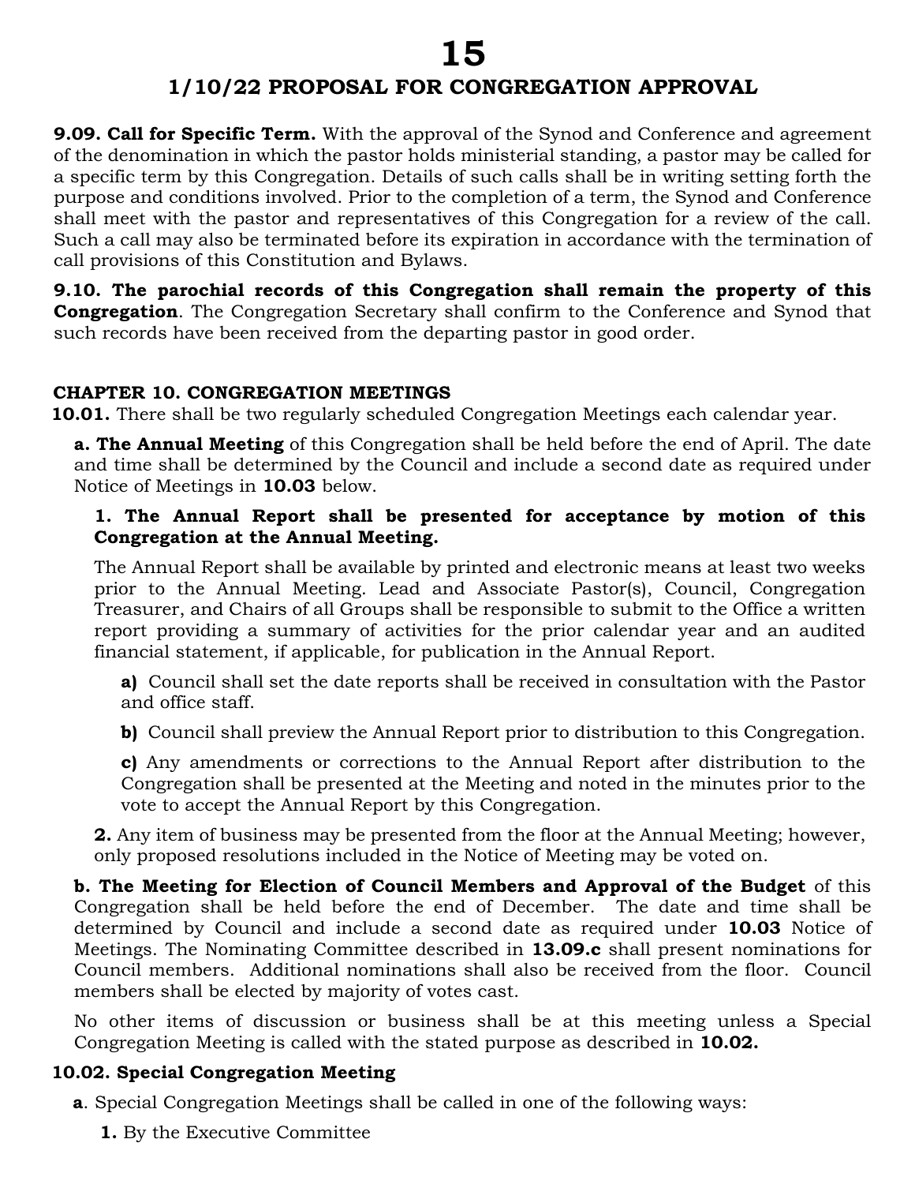**9.09. Call for Specific Term.** With the approval of the Synod and Conference and agreement of the denomination in which the pastor holds ministerial standing, a pastor may be called for a specific term by this Congregation. Details of such calls shall be in writing setting forth the purpose and conditions involved. Prior to the completion of a term, the Synod and Conference shall meet with the pastor and representatives of this Congregation for a review of the call. Such a call may also be terminated before its expiration in accordance with the termination of call provisions of this Constitution and Bylaws.

**9.10. The parochial records of this Congregation shall remain the property of this Congregation**. The Congregation Secretary shall confirm to the Conference and Synod that such records have been received from the departing pastor in good order.

### CHAPTER 10. CONGREGATION MEETINGS

**10.01.** There shall be two regularly scheduled Congregation Meetings each calendar year.

**a. The Annual Meeting** of this Congregation shall be held before the end of April. The date and time shall be determined by the Council and include a second date as required under Notice of Meetings in **10.03** below.

**1. The Annual Report shall be presented for acceptance by motion of this Congregation at the Annual Meeting.**

The Annual Report shall be available by printed and electronic means at least two weeks prior to the Annual Meeting. Lead and Associate Pastor(s), Council, Congregation Treasurer, and Chairs of all Groups shall be responsible to submit to the Office a written report providing a summary of activities for the prior calendar year and an audited financial statement, if applicable, for publication in the Annual Report.

**a)** Council shall set the date reports shall be received in consultation with the Pastor and office staff.

**b)** Council shall preview the Annual Report prior to distribution to this Congregation.

**c)** Any amendments or corrections to the Annual Report after distribution to the Congregation shall be presented at the Meeting and noted in the minutes prior to the vote to accept the Annual Report by this Congregation.

**2.** Any item of business may be presented from the floor at the Annual Meeting; however, only proposed resolutions included in the Notice of Meeting may be voted on.

**b. The Meeting for Election of Council Members and Approval of the Budget** of this Congregation shall be held before the end of December. The date and time shall be determined by Council and include a second date as required under **10.03** Notice of Meetings. The Nominating Committee described in **13.09.c** shall present nominations for Council members. Additional nominations shall also be received from the floor. Council members shall be elected by majority of votes cast.

No other items of discussion or business shall be at this meeting unless a Special Congregation Meeting is called with the stated purpose as described in **10.02.**

**10.02. Special Congregation Meeting**

**a**. Special Congregation Meetings shall be called in one of the following ways:

**1.** By the Executive Committee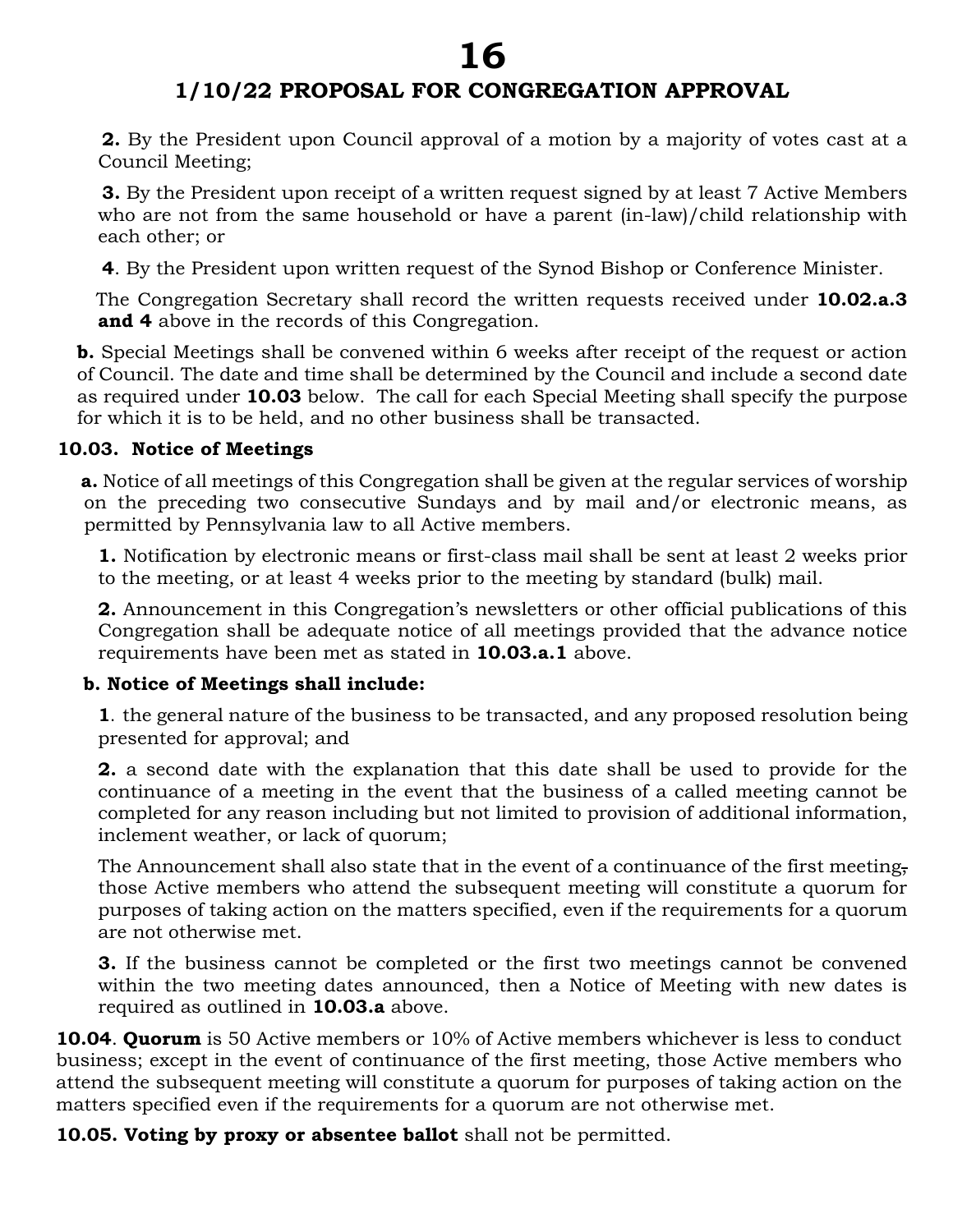**2.** By the President upon Council approval of a motion by a majority of votes cast at a Council Meeting;

**3.** By the President upon receipt of a written request signed by at least 7 Active Members who are not from the same household or have a parent (in-law)/child relationship with each other; or

**4**. By the President upon written request of the Synod Bishop or Conference Minister.

The Congregation Secretary shall record the written requests received under **10.02.a.3 and 4** above in the records of this Congregation.

**b.** Special Meetings shall be convened within 6 weeks after receipt of the request or action of Council. The date and time shall be determined by the Council and include a second date as required under **10.03** below. The call for each Special Meeting shall specify the purpose for which it is to be held, and no other business shall be transacted.

**10.03. Notice of Meetings**

**a.** Notice of all meetings of this Congregation shall be given at the regular services of worship on the preceding two consecutive Sundays and by mail and/or electronic means, as permitted by Pennsylvania law to all Active members.

**1.** Notification by electronic means or first-class mail shall be sent at least 2 weeks prior to the meeting, or at least 4 weeks prior to the meeting by standard (bulk) mail.

**2.** Announcement in this Congregation's newsletters or other official publications of this Congregation shall be adequate notice of all meetings provided that the advance notice requirements have been met as stated in **10.03.a.1** above.

**b. Notice of Meetings shall include:**

**1**. the general nature of the business to be transacted, and any proposed resolution being presented for approval; and

**2.** a second date with the explanation that this date shall be used to provide for the continuance of a meeting in the event that the business of a called meeting cannot be completed for any reason including but not limited to provision of additional information, inclement weather, or lack of quorum;

The Announcement shall also state that in the event of a continuance of the first meeting, those Active members who attend the subsequent meeting will constitute a quorum for purposes of taking action on the matters specified, even if the requirements for a quorum are not otherwise met.

**3.** If the business cannot be completed or the first two meetings cannot be convened within the two meeting dates announced, then a Notice of Meeting with new dates is required as outlined in **10.03.a** above.

**10.04**. **Quorum** is 50 Active members or 10% of Active members whichever is less to conduct business; except in the event of continuance of the first meeting, those Active members who attend the subsequent meeting will constitute a quorum for purposes of taking action on the matters specified even if the requirements for a quorum are not otherwise met.

**10.05. Voting by proxy or absentee ballot** shall not be permitted.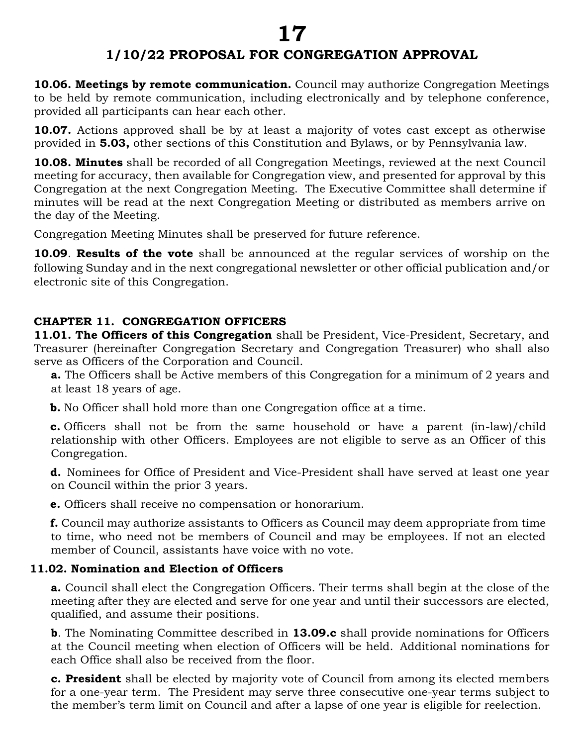**10.06. Meetings by remote communication.** Council may authorize Congregation Meetings to be held by remote communication, including electronically and by telephone conference, provided all participants can hear each other.

**10.07.** Actions approved shall be by at least a majority of votes cast except as otherwise provided in **5.03,** other sections of this Constitution and Bylaws, or by Pennsylvania law.

**10.08. Minutes** shall be recorded of all Congregation Meetings, reviewed at the next Council meeting for accuracy, then available for Congregation view, and presented for approval by this Congregation at the next Congregation Meeting. The Executive Committee shall determine if minutes will be read at the next Congregation Meeting or distributed as members arrive on the day of the Meeting.

Congregation Meeting Minutes shall be preserved for future reference.

**10.09**. **Results of the vote** shall be announced at the regular services of worship on the following Sunday and in the next congregational newsletter or other official publication and/or electronic site of this Congregation.

## CHAPTER 11. CONGREGATION OFFICERS

**11.01. The Officers of this Congregation** shall be President, Vice-President, Secretary, and Treasurer (hereinafter Congregation Secretary and Congregation Treasurer) who shall also serve as Officers of the Corporation and Council.

**a.** The Officers shall be Active members of this Congregation for a minimum of 2 years and at least 18 years of age.

**b.** No Officer shall hold more than one Congregation office at a time.

**c.** Officers shall not be from the same household or have a parent (in-law)/child relationship with other Officers. Employees are not eligible to serve as an Officer of this Congregation.

**d.** Nominees for Office of President and Vice-President shall have served at least one year on Council within the prior 3 years.

**e.** Officers shall receive no compensation or honorarium.

**f.** Council may authorize assistants to Officers as Council may deem appropriate from time to time, who need not be members of Council and may be employees. If not an elected member of Council, assistants have voice with no vote.

### 11.02. Nomination and Election of Officers

**a.** Council shall elect the Congregation Officers. Their terms shall begin at the close of the meeting after they are elected and serve for one year and until their successors are elected, qualified, and assume their positions.

**b**. The Nominating Committee described in **13.09.c** shall provide nominations for Officers at the Council meeting when election of Officers will be held. Additional nominations for each Office shall also be received from the floor.

**c. President** shall be elected by majority vote of Council from among its elected members for a one-year term. The President may serve three consecutive one-year terms subject to the member's term limit on Council and after a lapse of one year is eligible for reelection.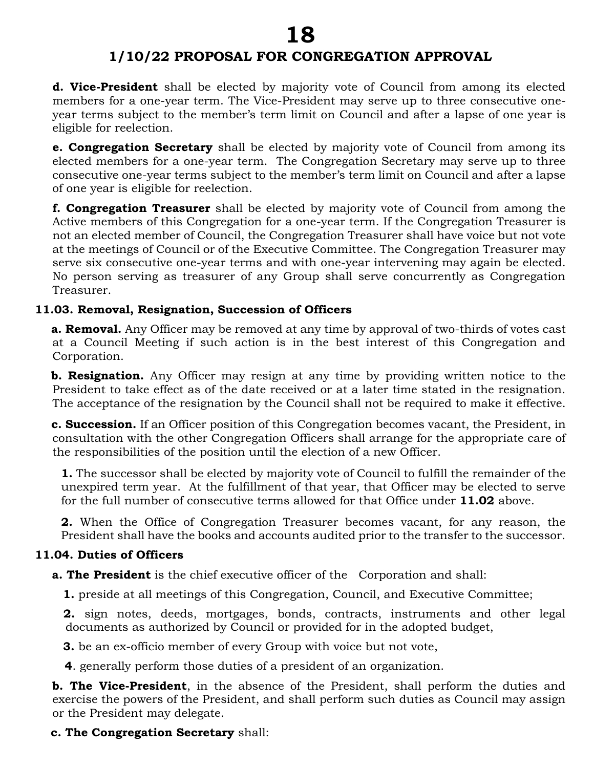**d. Vice-President** shall be elected by majority vote of Council from among its elected members for a one-year term. The Vice-President may serve up to three consecutive one-year terms subject to the member's term limit on Council and after a lapse of one year is eligible for reelection.

**e. Congregation Secretary** shall be elected by majority vote of Council from among its elected members for a one-year term. The Congregation Secretary may serve up to three consecutive one-year terms subject to the member's term limit on Council and after a lapse of one year is eligible for reelection.

**f. Congregation Treasurer** shall be elected by majority vote of Council from among the Active members of this Congregation for a one-year term. If the Congregation Treasurer is not an elected member of Council, the Congregation Treasurer shall have voice but not vote at the meetings of Council or of the Executive Committee. The Congregation Treasurer may serve six consecutive one-year terms and with one-year intervening may again be elected. No person serving as treasurer of any Group shall serve concurrently as Congregation Treasurer.

**11.03. Removal, Resignation, Succession of Officers**

**a. Removal.** Any Officer may be removed at any time by approval of two-thirds of votes cast at a Council Meeting if such action is in the best interest of this Congregation and Corporation.

**b. Resignation.** Any Officer may resign at any time by providing written notice to the President to take effect as of the date received or at a later time stated in the resignation. The acceptance of the resignation by the Council shall not be required to make it effective.

**c. Succession.** If an Officer position of this Congregation becomes vacant, the President, in consultation with the other Congregation Officers shall arrange for the appropriate care of the responsibilities of the position until the election of a new Officer.

**1.** The successor shall be elected by majority vote of Council to fulfill the remainder of the unexpired term year. At the fulfillment of that year, that Officer may be elected to serve for the full number of consecutive terms allowed for that Office under **11.02** above.

**2.** When the Office of Congregation Treasurer becomes vacant, for any reason, the President shall have the books and accounts audited prior to the transfer to the successor.

**11.04. Duties of Officers**

**a. The President** is the chief executive officer of the Corporation and shall:

**1.** preside at all meetings of this Congregation, Council, and Executive Committee;

**2.** sign notes, deeds, mortgages, bonds, contracts, instruments and other legal documents as authorized by Council or provided for in the adopted budget,

**3.** be an ex-officio member of every Group with voice but not vote,

**4**. generally perform those duties of a president of an organization.

**b. The Vice-President**, in the absence of the President, shall perform the duties and exercise the powers of the President, and shall perform such duties as Council may assign or the President may delegate.

**c. The Congregation Secretary** shall: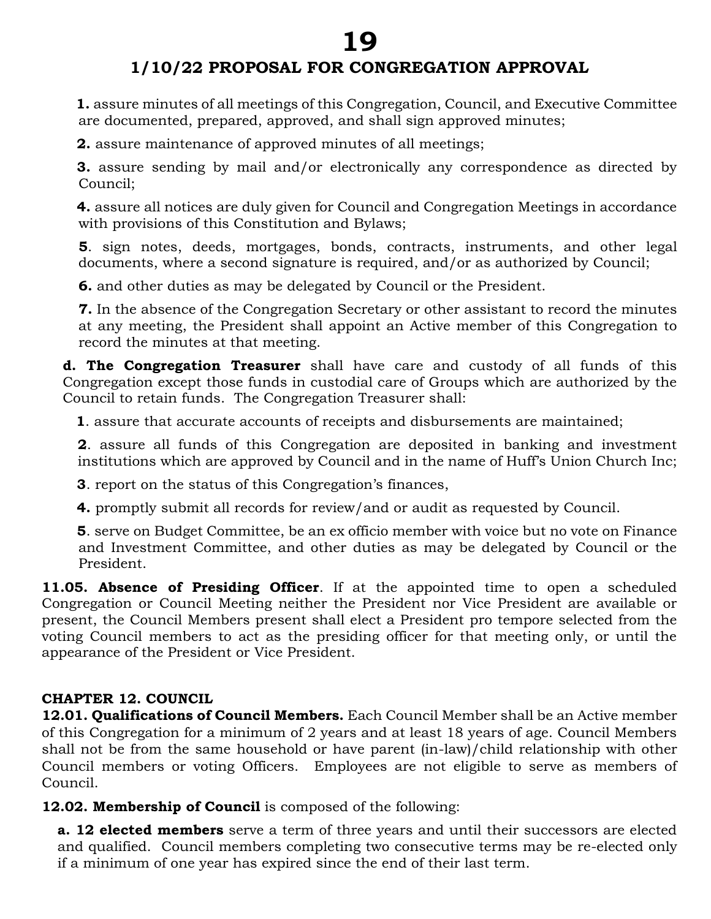**1.** assure minutes of all meetings of this Congregation, Council, and Executive Committee are documented, prepared, approved, and shall sign approved minutes;

**2.** assure maintenance of approved minutes of all meetings;

**3.** assure sending by mail and/or electronically any correspondence as directed by Council;

**4.** assure all notices are duly given for Council and Congregation Meetings in accordance with provisions of this Constitution and Bylaws;

**5**. sign notes, deeds, mortgages, bonds, contracts, instruments, and other legal documents, where a second signature is required, and/or as authorized by Council;

**6.** and other duties as may be delegated by Council or the President.

**7.** In the absence of the Congregation Secretary or other assistant to record the minutes at any meeting, the President shall appoint an Active member of this Congregation to record the minutes at that meeting.

**d. The Congregation Treasurer** shall have care and custody of all funds of this Congregation except those funds in custodial care of Groups which are authorized by the Council to retain funds. The Congregation Treasurer shall:

**1**. assure that accurate accounts of receipts and disbursements are maintained;

**2**. assure all funds of this Congregation are deposited in banking and investment institutions which are approved by Council and in the name of Huff's Union Church Inc;

**3**. report on the status of this Congregation's finances,

**4.** promptly submit all records for review/and or audit as requested by Council.

**5**. serve on Budget Committee, be an ex officio member with voice but no vote on Finance and Investment Committee, and other duties as may be delegated by Council or the President.

**11.05. Absence of Presiding Officer**. If at the appointed time to open a scheduled Congregation or Council Meeting neither the President nor Vice President are available or present, the Council Members present shall elect a President pro tempore selected from the voting Council members to act as the presiding officer for that meeting only, or until the appearance of the President or Vice President.

## CHAPTER 12. COUNCIL

**12.01. Qualifications of Council Members.** Each Council Member shall be an Active member of this Congregation for a minimum of 2 years and at least 18 years of age. Council Members shall not be from the same household or have parent (in-law)/child relationship with other Council members or voting Officers. Employees are not eligible to serve as members of Council.

**12.02. Membership of Council** is composed of the following:

**a. 12 elected members** serve a term of three years and until their successors are elected and qualified. Council members completing two consecutive terms may be re-elected only if a minimum of one year has expired since the end of their last term.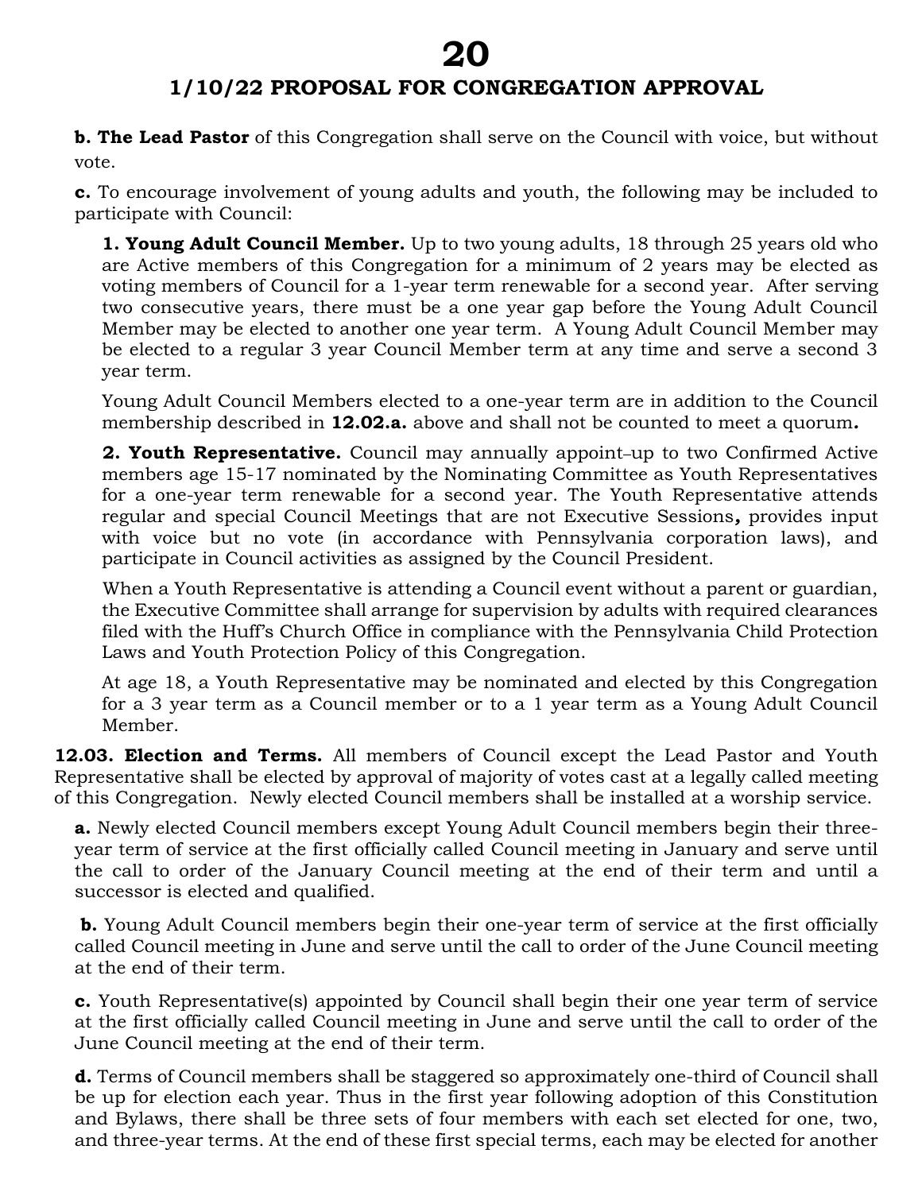**b. The Lead Pastor** of this Congregation shall serve on the Council with voice, but without vote.

**c.** To encourage involvement of young adults and youth, the following may be included to participate with Council:

**1. Young Adult Council Member.** Up to two young adults, 18 through 25 years old who are Active members of this Congregation for a minimum of 2 years may be elected as voting members of Council for a 1-year term renewable for a second year. After serving two consecutive years, there must be a one year gap before the Young Adult Council Member may be elected to another one year term. A Young Adult Council Member may be elected to a regular 3 year Council Member term at any time and serve a second 3 year term.

Young Adult Council Members elected to a one-year term are in addition to the Council membership described in **12.02.a.** above and shall not be counted to meet a quorum**.**

**2. Youth Representative.** Council may annually appoint up to two Confirmed Active members age 15-17 nominated by the Nominating Committee as Youth Representatives for a one-year term renewable for a second year. The Youth Representative attends regular and special Council Meetings that are not Executive Sessions**,** provides input with voice but no vote (in accordance with Pennsylvania corporation laws), and participate in Council activities as assigned by the Council President.

When a Youth Representative is attending a Council event without a parent or guardian, the Executive Committee shall arrange for supervision by adults with required clearances filed with the Huff's Church Office in compliance with the Pennsylvania Child Protection Laws and Youth Protection Policy of this Congregation.

At age 18, a Youth Representative may be nominated and elected by this Congregation for a 3 year term as a Council member or to a 1 year term as a Young Adult Council Member.

**12.03. Election and Terms.** All members of Council except the Lead Pastor and Youth Representative shall be elected by approval of majority of votes cast at a legally called meeting of this Congregation. Newly elected Council members shall be installed at a worship service.

**a.** Newly elected Council members except Young Adult Council members begin their three-year term of service at the first officially called Council meeting in January and serve until the call to order of the January Council meeting at the end of their term and until a successor is elected and qualified.

**b.** Young Adult Council members begin their one-year term of service at the first officially called Council meeting in June and serve until the call to order of the June Council meeting at the end of their term.

**c.** Youth Representative(s) appointed by Council shall begin their one year term of service at the first officially called Council meeting in June and serve until the call to order of the June Council meeting at the end of their term.

**d.** Terms of Council members shall be staggered so approximately one-third of Council shall be up for election each year. Thus in the first year following adoption of this Constitution and Bylaws, there shall be three sets of four members with each set elected for one, two, and three-year terms. At the end of these first special terms, each may be elected for another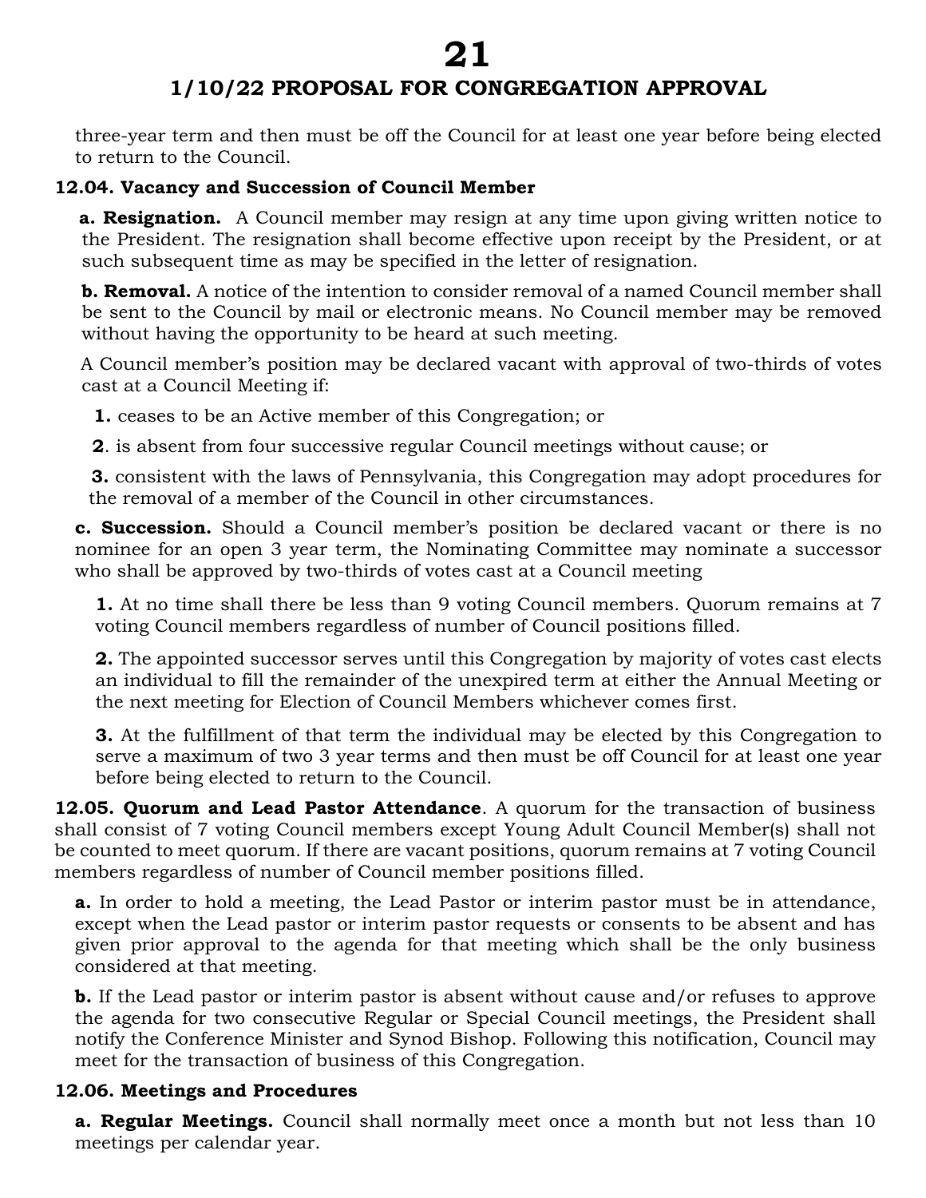three-year term and then must be off the Council for at least one year before being elected to return to the Council.

**12.04. Vacancy and Succession of Council Member**

**a. Resignation.** A Council member may resign at any time upon giving written notice to the President. The resignation shall become effective upon receipt by the President, or at such subsequent time as may be specified in the letter of resignation.

**b. Removal.** A notice of the intention to consider removal of a named Council member shall be sent to the Council by mail or electronic means. No Council member may be removed without having the opportunity to be heard at such meeting.

A Council member's position may be declared vacant with approval of two-thirds of votes cast at a Council Meeting if:

**1.** ceases to be an Active member of this Congregation; or

**2**. is absent from four successive regular Council meetings without cause; or

**3.** consistent with the laws of Pennsylvania, this Congregation may adopt procedures for the removal of a member of the Council in other circumstances.

**c. Succession.** Should a Council member's position be declared vacant or there is no nominee for an open 3 year term, the Nominating Committee may nominate a successor who shall be approved by two-thirds of votes cast at a Council meeting

**1.** At no time shall there be less than 9 voting Council members. Quorum remains at 7 voting Council members regardless of number of Council positions filled.

**2.** The appointed successor serves until this Congregation by majority of votes cast elects an individual to fill the remainder of the unexpired term at either the Annual Meeting or the next meeting for Election of Council Members whichever comes first.

**3.** At the fulfillment of that term the individual may be elected by this Congregation to serve a maximum of two 3 year terms and then must be off Council for at least one year before being elected to return to the Council.

**12.05. Quorum and Lead Pastor Attendance**. A quorum for the transaction of business shall consist of 7 voting Council members except Young Adult Council Member(s) shall not be counted to meet quorum. If there are vacant positions, quorum remains at 7 voting Council members regardless of number of Council member positions filled.

**a.** In order to hold a meeting, the Lead Pastor or interim pastor must be in attendance, except when the Lead pastor or interim pastor requests or consents to be absent and has given prior approval to the agenda for that meeting which shall be the only business considered at that meeting.

**b.** If the Lead pastor or interim pastor is absent without cause and/or refuses to approve the agenda for two consecutive Regular or Special Council meetings, the President shall notify the Conference Minister and Synod Bishop. Following this notification, Council may meet for the transaction of business of this Congregation.

**12.06. Meetings and Procedures**

**a. Regular Meetings.** Council shall normally meet once a month but not less than 10 meetings per calendar year.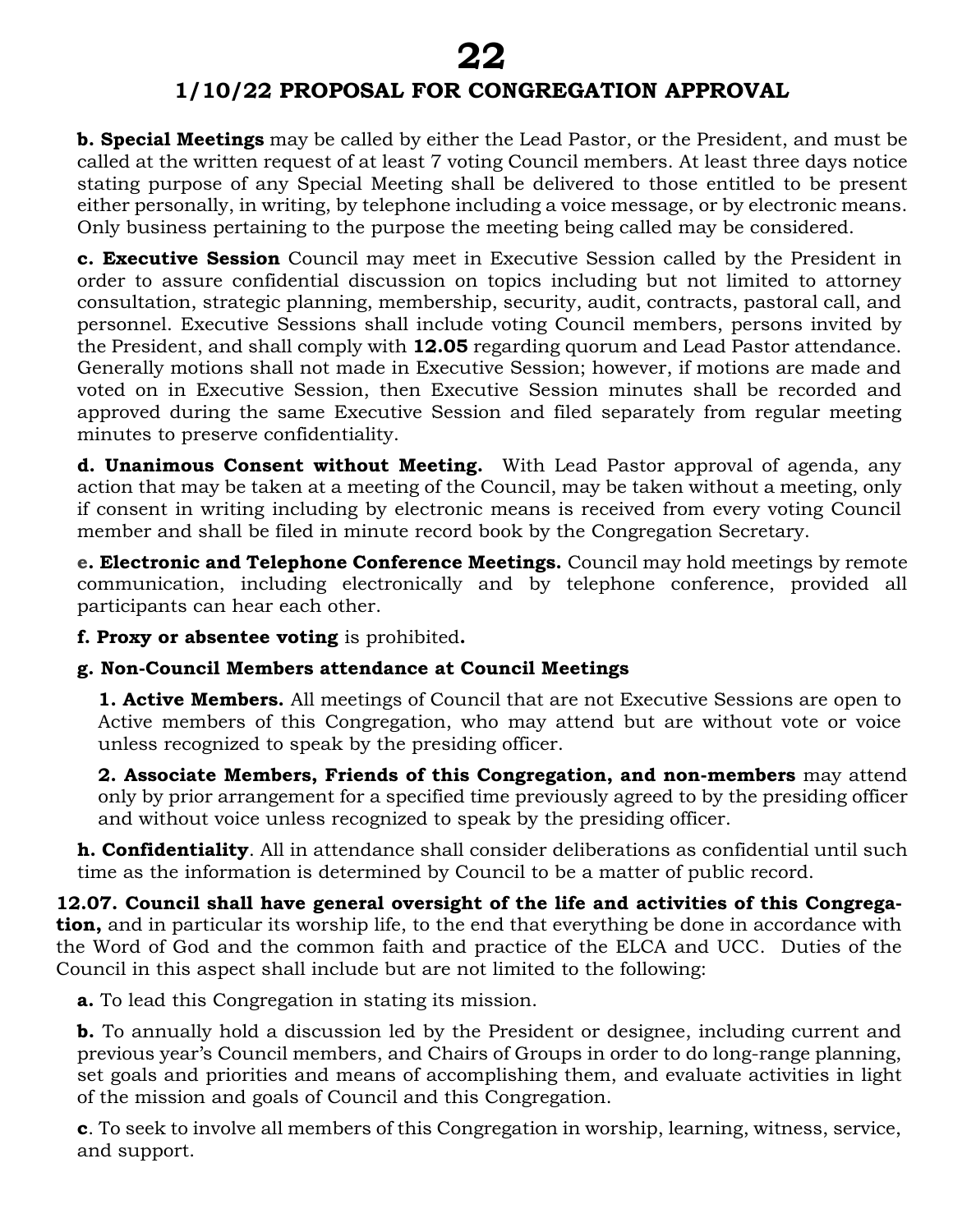**b. Special Meetings** may be called by either the Lead Pastor, or the President, and must be called at the written request of at least 7 voting Council members. At least three days notice stating purpose of any Special Meeting shall be delivered to those entitled to be present either personally, in writing, by telephone including a voice message, or by electronic means. Only business pertaining to the purpose the meeting being called may be considered.

**c. Executive Session** Council may meet in Executive Session called by the President in order to assure confidential discussion on topics including but not limited to attorney consultation, strategic planning, membership, security, audit, contracts, pastoral call, and personnel. Executive Sessions shall include voting Council members, persons invited by the President, and shall comply with **12.05** regarding quorum and Lead Pastor attendance. Generally motions shall not made in Executive Session; however, if motions are made and voted on in Executive Session, then Executive Session minutes shall be recorded and approved during the same Executive Session and filed separately from regular meeting minutes to preserve confidentiality.

**d. Unanimous Consent without Meeting.** With Lead Pastor approval of agenda, any action that may be taken at a meeting of the Council, may be taken without a meeting, only if consent in writing including by electronic means is received from every voting Council member and shall be filed in minute record book by the Congregation Secretary.

**e. Electronic and Telephone Conference Meetings.** Council may hold meetings by remote communication, including electronically and by telephone conference, provided all participants can hear each other.

**f. Proxy or absentee voting** is prohibited**.**

**g. Non-Council Members attendance at Council Meetings**

**1. Active Members.** All meetings of Council that are not Executive Sessions are open to Active members of this Congregation, who may attend but are without vote or voice unless recognized to speak by the presiding officer.

**2. Associate Members, Friends of this Congregation, and non-members** may attend only by prior arrangement for a specified time previously agreed to by the presiding officer and without voice unless recognized to speak by the presiding officer.

**h. Confidentiality**. All in attendance shall consider deliberations as confidential until such time as the information is determined by Council to be a matter of public record.

**12.07. Council shall have general oversight of the life and activities of this Congregation,** and in particular its worship life, to the end that everything be done in accordance with the Word of God and the common faith and practice of the ELCA and UCC. Duties of the Council in this aspect shall include but are not limited to the following:

**a.** To lead this Congregation in stating its mission.

**b.** To annually hold a discussion led by the President or designee, including current and previous year's Council members, and Chairs of Groups in order to do long-range planning, set goals and priorities and means of accomplishing them, and evaluate activities in light of the mission and goals of Council and this Congregation.

**c**. To seek to involve all members of this Congregation in worship, learning, witness, service, and support.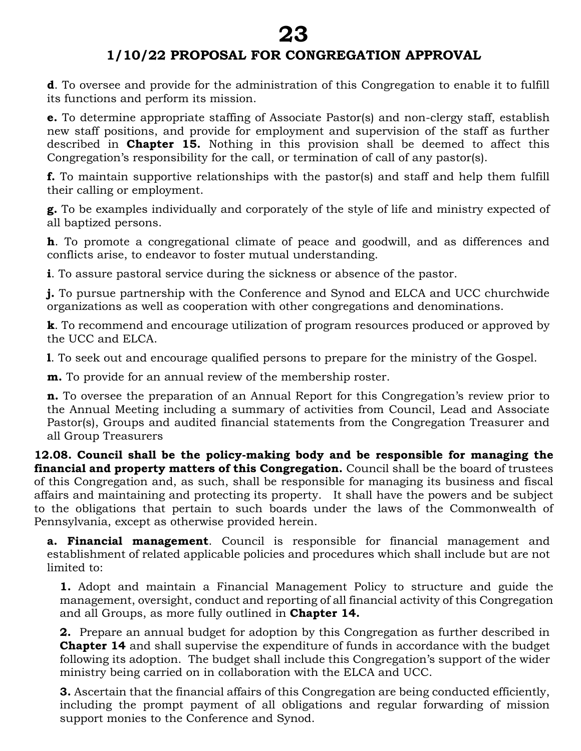**d**. To oversee and provide for the administration of this Congregation to enable it to fulfill its functions and perform its mission.

**e.** To determine appropriate staffing of Associate Pastor(s) and non-clergy staff, establish new staff positions, and provide for employment and supervision of the staff as further described in **Chapter 15.** Nothing in this provision shall be deemed to affect this Congregation's responsibility for the call, or termination of call of any pastor(s).

**f.** To maintain supportive relationships with the pastor(s) and staff and help them fulfill their calling or employment.

**g.** To be examples individually and corporately of the style of life and ministry expected of all baptized persons.

**h**. To promote a congregational climate of peace and goodwill, and as differences and conflicts arise, to endeavor to foster mutual understanding.

**i**. To assure pastoral service during the sickness or absence of the pastor.

**j.** To pursue partnership with the Conference and Synod and ELCA and UCC churchwide organizations as well as cooperation with other congregations and denominations.

**k**. To recommend and encourage utilization of program resources produced or approved by the UCC and ELCA.

**l**. To seek out and encourage qualified persons to prepare for the ministry of the Gospel.

**m.** To provide for an annual review of the membership roster.

**n.** To oversee the preparation of an Annual Report for this Congregation's review prior to the Annual Meeting including a summary of activities from Council, Lead and Associate Pastor(s), Groups and audited financial statements from the Congregation Treasurer and all Group Treasurers

**12.08. Council shall be the policy-making body and be responsible for managing the financial and property matters of this Congregation.** Council shall be the board of trustees of this Congregation and, as such, shall be responsible for managing its business and fiscal affairs and maintaining and protecting its property. It shall have the powers and be subject to the obligations that pertain to such boards under the laws of the Commonwealth of Pennsylvania, except as otherwise provided herein.

**a. Financial management**. Council is responsible for financial management and establishment of related applicable policies and procedures which shall include but are not limited to:

**1.** Adopt and maintain a Financial Management Policy to structure and guide the management, oversight, conduct and reporting of all financial activity of this Congregation and all Groups, as more fully outlined in **Chapter 14.**

**2.** Prepare an annual budget for adoption by this Congregation as further described in **Chapter 14** and shall supervise the expenditure of funds in accordance with the budget following its adoption. The budget shall include this Congregation's support of the wider ministry being carried on in collaboration with the ELCA and UCC.

**3.** Ascertain that the financial affairs of this Congregation are being conducted efficiently, including the prompt payment of all obligations and regular forwarding of mission support monies to the Conference and Synod.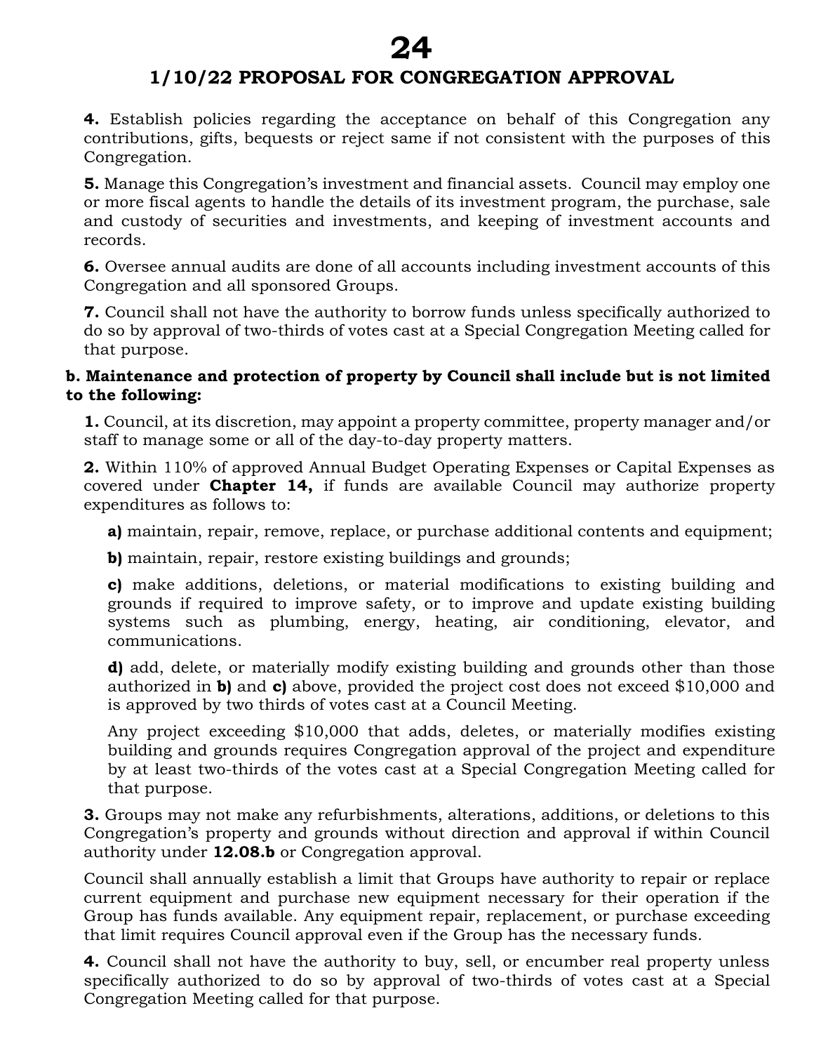# 1/10/22 PROPOSAL FOR CONGREGATION APPROVAL

**4.** Establish policies regarding the acceptance on behalf of this Congregation any contributions, gifts, bequests or reject same if not consistent with the purposes of this Congregation.

**5.** Manage this Congregation's investment and financial assets. Council may employ one or more fiscal agents to handle the details of its investment program, the purchase, sale and custody of securities and investments, and keeping of investment accounts and records.

**6.** Oversee annual audits are done of all accounts including investment accounts of this Congregation and all sponsored Groups.

**7.** Council shall not have the authority to borrow funds unless specifically authorized to do so by approval of two-thirds of votes cast at a Special Congregation Meeting called for that purpose.

**b. Maintenance and protection of property by Council shall include but is not limited to the following:**

**1.** Council, at its discretion, may appoint a property committee, property manager and/or staff to manage some or all of the day-to-day property matters.

**2.** Within 110% of approved Annual Budget Operating Expenses or Capital Expenses as covered under **Chapter 14,** if funds are available Council may authorize property expenditures as follows to:

**a)** maintain, repair, remove, replace, or purchase additional contents and equipment;

**b)** maintain, repair, restore existing buildings and grounds;

**c)** make additions, deletions, or material modifications to existing building and grounds if required to improve safety, or to improve and update existing building systems such as plumbing, energy, heating, air conditioning, elevator, and communications.

**d)** add, delete, or materially modify existing building and grounds other than those authorized in **b)** and **c)** above, provided the project cost does not exceed $10,000 and is approved by two thirds of votes cast at a Council Meeting.

Any project exceeding $10,000 that adds, deletes, or materially modifies existing building and grounds requires Congregation approval of the project and expenditure by at least two-thirds of the votes cast at a Special Congregation Meeting called for that purpose.

**3.** Groups may not make any refurbishments, alterations, additions, or deletions to this Congregation's property and grounds without direction and approval if within Council authority under **12.08.b** or Congregation approval.

Council shall annually establish a limit that Groups have authority to repair or replace current equipment and purchase new equipment necessary for their operation if the Group has funds available. Any equipment repair, replacement, or purchase exceeding that limit requires Council approval even if the Group has the necessary funds.

**4.** Council shall not have the authority to buy, sell, or encumber real property unless specifically authorized to do so by approval of two-thirds of votes cast at a Special Congregation Meeting called for that purpose.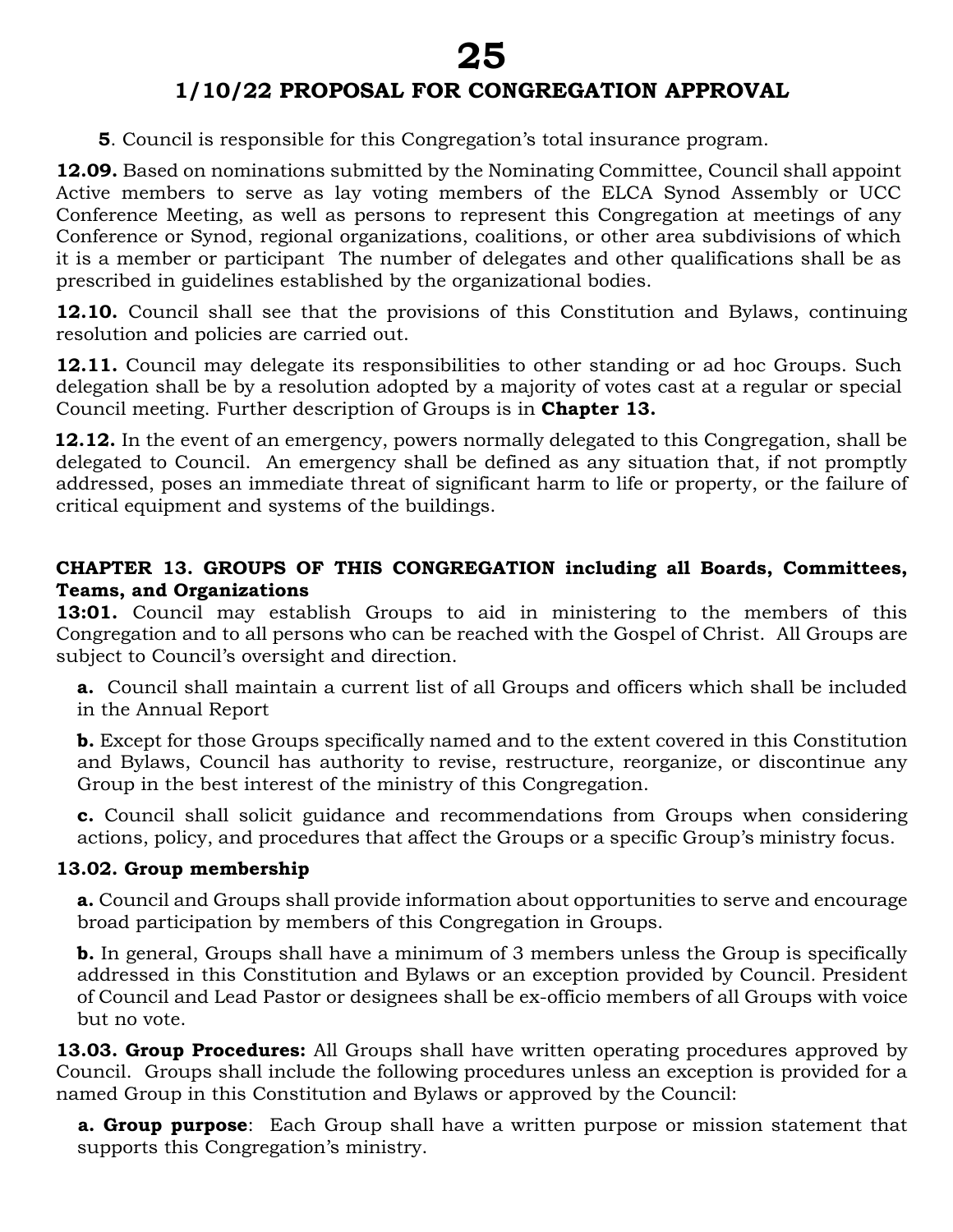**5**. Council is responsible for this Congregation's total insurance program.

**12.09.** Based on nominations submitted by the Nominating Committee, Council shall appoint Active members to serve as lay voting members of the ELCA Synod Assembly or UCC Conference Meeting, as well as persons to represent this Congregation at meetings of any Conference or Synod, regional organizations, coalitions, or other area subdivisions of which it is a member or participant The number of delegates and other qualifications shall be as prescribed in guidelines established by the organizational bodies.

**12.10.** Council shall see that the provisions of this Constitution and Bylaws, continuing resolution and policies are carried out.

**12.11.** Council may delegate its responsibilities to other standing or ad hoc Groups. Such delegation shall be by a resolution adopted by a majority of votes cast at a regular or special Council meeting. Further description of Groups is in **Chapter 13.**

**12.12.** In the event of an emergency, powers normally delegated to this Congregation, shall be delegated to Council. An emergency shall be defined as any situation that, if not promptly addressed, poses an immediate threat of significant harm to life or property, or the failure of critical equipment and systems of the buildings.

## CHAPTER 13. GROUPS OF THIS CONGREGATION including all Boards, Committees, Teams, and Organizations

**13:01.** Council may establish Groups to aid in ministering to the members of this Congregation and to all persons who can be reached with the Gospel of Christ. All Groups are subject to Council's oversight and direction.

**a.** Council shall maintain a current list of all Groups and officers which shall be included in the Annual Report

**b.** Except for those Groups specifically named and to the extent covered in this Constitution and Bylaws, Council has authority to revise, restructure, reorganize, or discontinue any Group in the best interest of the ministry of this Congregation.

**c.** Council shall solicit guidance and recommendations from Groups when considering actions, policy, and procedures that affect the Groups or a specific Group's ministry focus.

### 13.02. Group membership

**a.** Council and Groups shall provide information about opportunities to serve and encourage broad participation by members of this Congregation in Groups.

**b.** In general, Groups shall have a minimum of 3 members unless the Group is specifically addressed in this Constitution and Bylaws or an exception provided by Council. President of Council and Lead Pastor or designees shall be ex-officio members of all Groups with voice but no vote.

**13.03. Group Procedures:** All Groups shall have written operating procedures approved by Council. Groups shall include the following procedures unless an exception is provided for a named Group in this Constitution and Bylaws or approved by the Council:

**a. Group purpose**: Each Group shall have a written purpose or mission statement that supports this Congregation's ministry.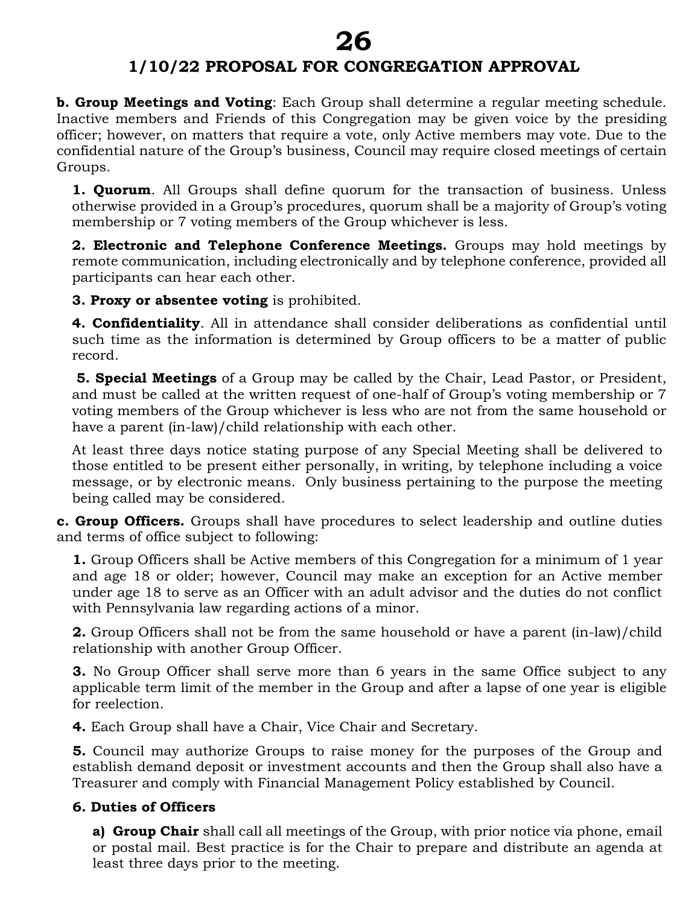# 1/10/22 PROPOSAL FOR CONGREGATION APPROVAL

**b. Group Meetings and Voting**: Each Group shall determine a regular meeting schedule. Inactive members and Friends of this Congregation may be given voice by the presiding officer; however, on matters that require a vote, only Active members may vote. Due to the confidential nature of the Group's business, Council may require closed meetings of certain Groups.

**1. Quorum**. All Groups shall define quorum for the transaction of business. Unless otherwise provided in a Group's procedures, quorum shall be a majority of Group's voting membership or 7 voting members of the Group whichever is less.

**2. Electronic and Telephone Conference Meetings.** Groups may hold meetings by remote communication, including electronically and by telephone conference, provided all participants can hear each other.

**3. Proxy or absentee voting** is prohibited.

**4. Confidentiality**. All in attendance shall consider deliberations as confidential until such time as the information is determined by Group officers to be a matter of public record.

**5. Special Meetings** of a Group may be called by the Chair, Lead Pastor, or President, and must be called at the written request of one-half of Group's voting membership or 7 voting members of the Group whichever is less who are not from the same household or have a parent (in-law)/child relationship with each other.

At least three days notice stating purpose of any Special Meeting shall be delivered to those entitled to be present either personally, in writing, by telephone including a voice message, or by electronic means. Only business pertaining to the purpose the meeting being called may be considered.

**c. Group Officers.** Groups shall have procedures to select leadership and outline duties and terms of office subject to following:

**1.** Group Officers shall be Active members of this Congregation for a minimum of 1 year and age 18 or older; however, Council may make an exception for an Active member under age 18 to serve as an Officer with an adult advisor and the duties do not conflict with Pennsylvania law regarding actions of a minor.

**2.** Group Officers shall not be from the same household or have a parent (in-law)/child relationship with another Group Officer.

**3.** No Group Officer shall serve more than 6 years in the same Office subject to any applicable term limit of the member in the Group and after a lapse of one year is eligible for reelection.

**4.** Each Group shall have a Chair, Vice Chair and Secretary.

**5.** Council may authorize Groups to raise money for the purposes of the Group and establish demand deposit or investment accounts and then the Group shall also have a Treasurer and comply with Financial Management Policy established by Council.

**6. Duties of Officers**

**a) Group Chair** shall call all meetings of the Group, with prior notice via phone, email or postal mail. Best practice is for the Chair to prepare and distribute an agenda at least three days prior to the meeting.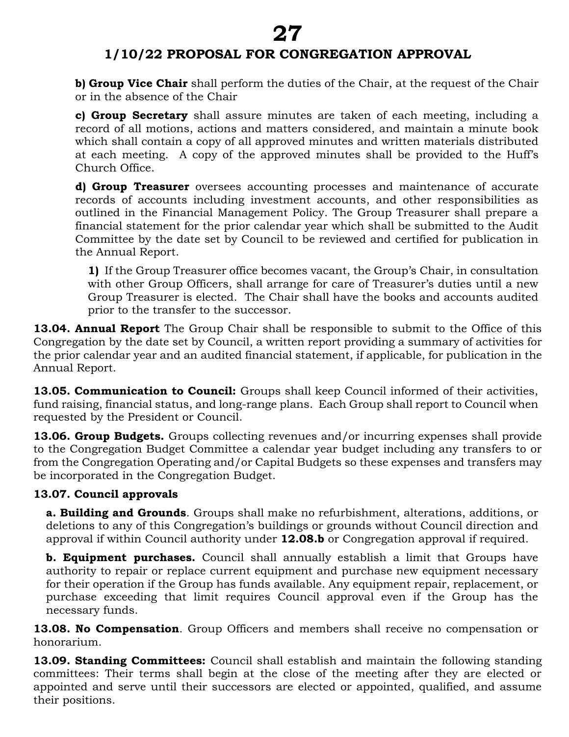**b) Group Vice Chair** shall perform the duties of the Chair, at the request of the Chair or in the absence of the Chair

**c) Group Secretary** shall assure minutes are taken of each meeting, including a record of all motions, actions and matters considered, and maintain a minute book which shall contain a copy of all approved minutes and written materials distributed at each meeting. A copy of the approved minutes shall be provided to the Huff's Church Office.

**d) Group Treasurer** oversees accounting processes and maintenance of accurate records of accounts including investment accounts, and other responsibilities as outlined in the Financial Management Policy. The Group Treasurer shall prepare a financial statement for the prior calendar year which shall be submitted to the Audit Committee by the date set by Council to be reviewed and certified for publication in the Annual Report.

**1)** If the Group Treasurer office becomes vacant, the Group's Chair, in consultation with other Group Officers, shall arrange for care of Treasurer's duties until a new Group Treasurer is elected. The Chair shall have the books and accounts audited prior to the transfer to the successor.

**13.04. Annual Report** The Group Chair shall be responsible to submit to the Office of this Congregation by the date set by Council, a written report providing a summary of activities for the prior calendar year and an audited financial statement, if applicable, for publication in the Annual Report.

**13.05. Communication to Council:** Groups shall keep Council informed of their activities, fund raising, financial status, and long-range plans. Each Group shall report to Council when requested by the President or Council.

**13.06. Group Budgets.** Groups collecting revenues and/or incurring expenses shall provide to the Congregation Budget Committee a calendar year budget including any transfers to or from the Congregation Operating and/or Capital Budgets so these expenses and transfers may be incorporated in the Congregation Budget.

**13.07. Council approvals**

**a. Building and Grounds**. Groups shall make no refurbishment, alterations, additions, or deletions to any of this Congregation's buildings or grounds without Council direction and approval if within Council authority under **12.08.b** or Congregation approval if required.

**b. Equipment purchases.** Council shall annually establish a limit that Groups have authority to repair or replace current equipment and purchase new equipment necessary for their operation if the Group has funds available. Any equipment repair, replacement, or purchase exceeding that limit requires Council approval even if the Group has the necessary funds.

**13.08. No Compensation**. Group Officers and members shall receive no compensation or honorarium.

**13.09. Standing Committees:** Council shall establish and maintain the following standing committees: Their terms shall begin at the close of the meeting after they are elected or appointed and serve until their successors are elected or appointed, qualified, and assume their positions.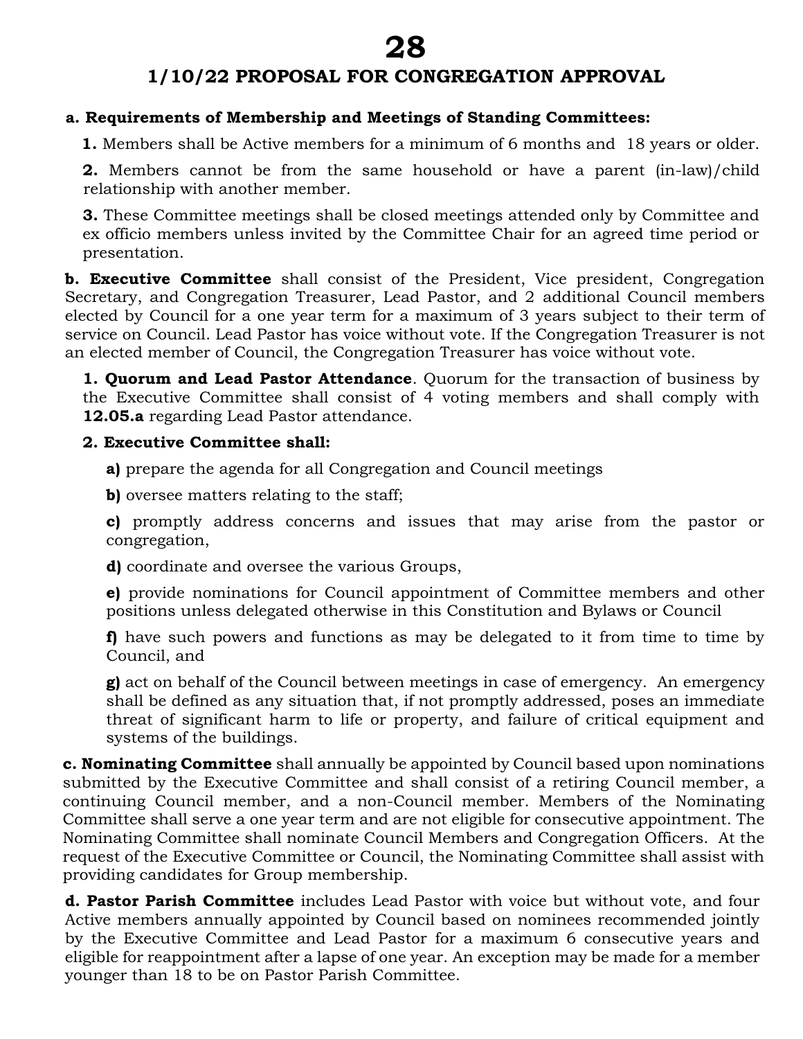# 1/10/22 PROPOSAL FOR CONGREGATION APPROVAL

**a. Requirements of Membership and Meetings of Standing Committees:**

**1.** Members shall be Active members for a minimum of 6 months and 18 years or older.

**2.** Members cannot be from the same household or have a parent (in-law)/child relationship with another member.

**3.** These Committee meetings shall be closed meetings attended only by Committee and ex officio members unless invited by the Committee Chair for an agreed time period or presentation.

**b. Executive Committee** shall consist of the President, Vice president, Congregation Secretary, and Congregation Treasurer, Lead Pastor, and 2 additional Council members elected by Council for a one year term for a maximum of 3 years subject to their term of service on Council. Lead Pastor has voice without vote. If the Congregation Treasurer is not an elected member of Council, the Congregation Treasurer has voice without vote.

**1. Quorum and Lead Pastor Attendance**. Quorum for the transaction of business by the Executive Committee shall consist of 4 voting members and shall comply with **12.05.a** regarding Lead Pastor attendance.

**2. Executive Committee shall:**

**a)** prepare the agenda for all Congregation and Council meetings

**b)** oversee matters relating to the staff;

**c)** promptly address concerns and issues that may arise from the pastor or congregation,

**d)** coordinate and oversee the various Groups,

**e)** provide nominations for Council appointment of Committee members and other positions unless delegated otherwise in this Constitution and Bylaws or Council

**f)** have such powers and functions as may be delegated to it from time to time by Council, and

**g)** act on behalf of the Council between meetings in case of emergency. An emergency shall be defined as any situation that, if not promptly addressed, poses an immediate threat of significant harm to life or property, and failure of critical equipment and systems of the buildings.

**c. Nominating Committee** shall annually be appointed by Council based upon nominations submitted by the Executive Committee and shall consist of a retiring Council member, a continuing Council member, and a non-Council member. Members of the Nominating Committee shall serve a one year term and are not eligible for consecutive appointment. The Nominating Committee shall nominate Council Members and Congregation Officers. At the request of the Executive Committee or Council, the Nominating Committee shall assist with providing candidates for Group membership.

**d. Pastor Parish Committee** includes Lead Pastor with voice but without vote, and four Active members annually appointed by Council based on nominees recommended jointly by the Executive Committee and Lead Pastor for a maximum 6 consecutive years and eligible for reappointment after a lapse of one year. An exception may be made for a member younger than 18 to be on Pastor Parish Committee.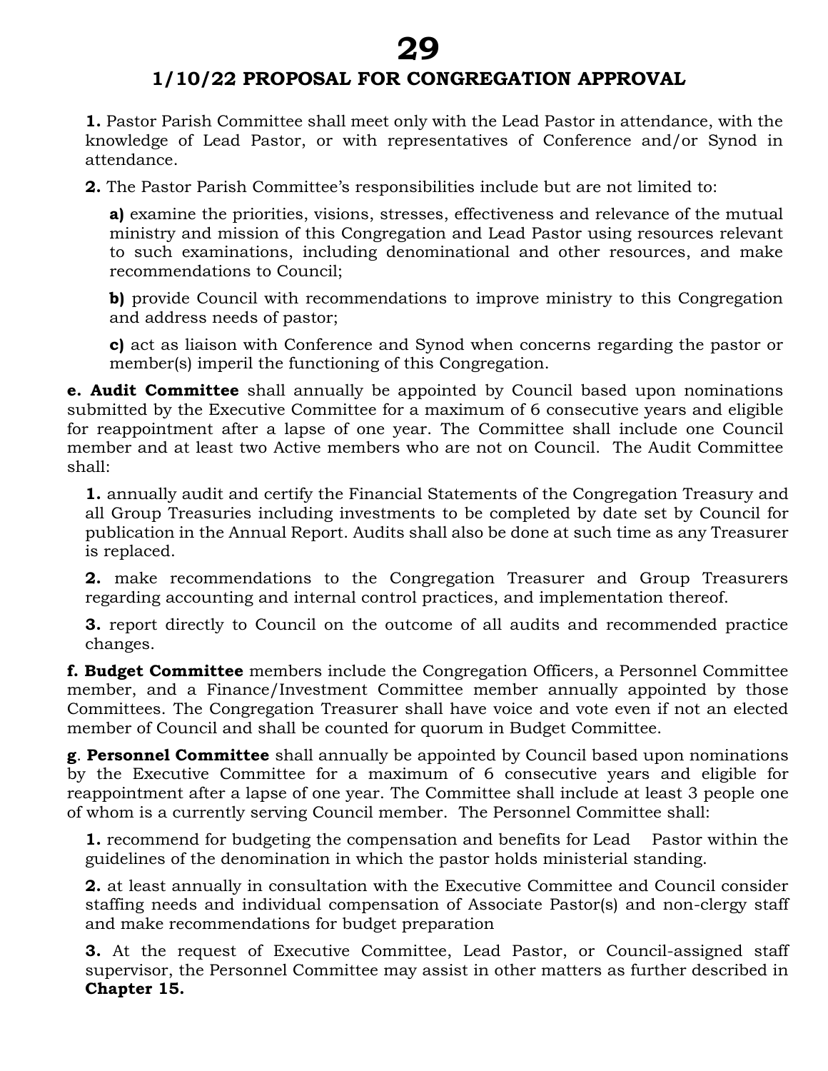## 1/10/22 PROPOSAL FOR CONGREGATION APPROVAL

**1.** Pastor Parish Committee shall meet only with the Lead Pastor in attendance, with the knowledge of Lead Pastor, or with representatives of Conference and/or Synod in attendance.

**2.** The Pastor Parish Committee's responsibilities include but are not limited to:

**a)** examine the priorities, visions, stresses, effectiveness and relevance of the mutual ministry and mission of this Congregation and Lead Pastor using resources relevant to such examinations, including denominational and other resources, and make recommendations to Council;

**b)** provide Council with recommendations to improve ministry to this Congregation and address needs of pastor;

**c)** act as liaison with Conference and Synod when concerns regarding the pastor or member(s) imperil the functioning of this Congregation.

**e. Audit Committee** shall annually be appointed by Council based upon nominations submitted by the Executive Committee for a maximum of 6 consecutive years and eligible for reappointment after a lapse of one year. The Committee shall include one Council member and at least two Active members who are not on Council. The Audit Committee shall:

**1.** annually audit and certify the Financial Statements of the Congregation Treasury and all Group Treasuries including investments to be completed by date set by Council for publication in the Annual Report. Audits shall also be done at such time as any Treasurer is replaced.

**2.** make recommendations to the Congregation Treasurer and Group Treasurers regarding accounting and internal control practices, and implementation thereof.

**3.** report directly to Council on the outcome of all audits and recommended practice changes.

**f. Budget Committee** members include the Congregation Officers, a Personnel Committee member, and a Finance/Investment Committee member annually appointed by those Committees. The Congregation Treasurer shall have voice and vote even if not an elected member of Council and shall be counted for quorum in Budget Committee.

**g**. **Personnel Committee** shall annually be appointed by Council based upon nominations by the Executive Committee for a maximum of 6 consecutive years and eligible for reappointment after a lapse of one year. The Committee shall include at least 3 people one of whom is a currently serving Council member. The Personnel Committee shall:

**1.** recommend for budgeting the compensation and benefits for Lead Pastor within the guidelines of the denomination in which the pastor holds ministerial standing.

**2.** at least annually in consultation with the Executive Committee and Council consider staffing needs and individual compensation of Associate Pastor(s) and non-clergy staff and make recommendations for budget preparation

**3.** At the request of Executive Committee, Lead Pastor, or Council-assigned staff supervisor, the Personnel Committee may assist in other matters as further described in **Chapter 15.**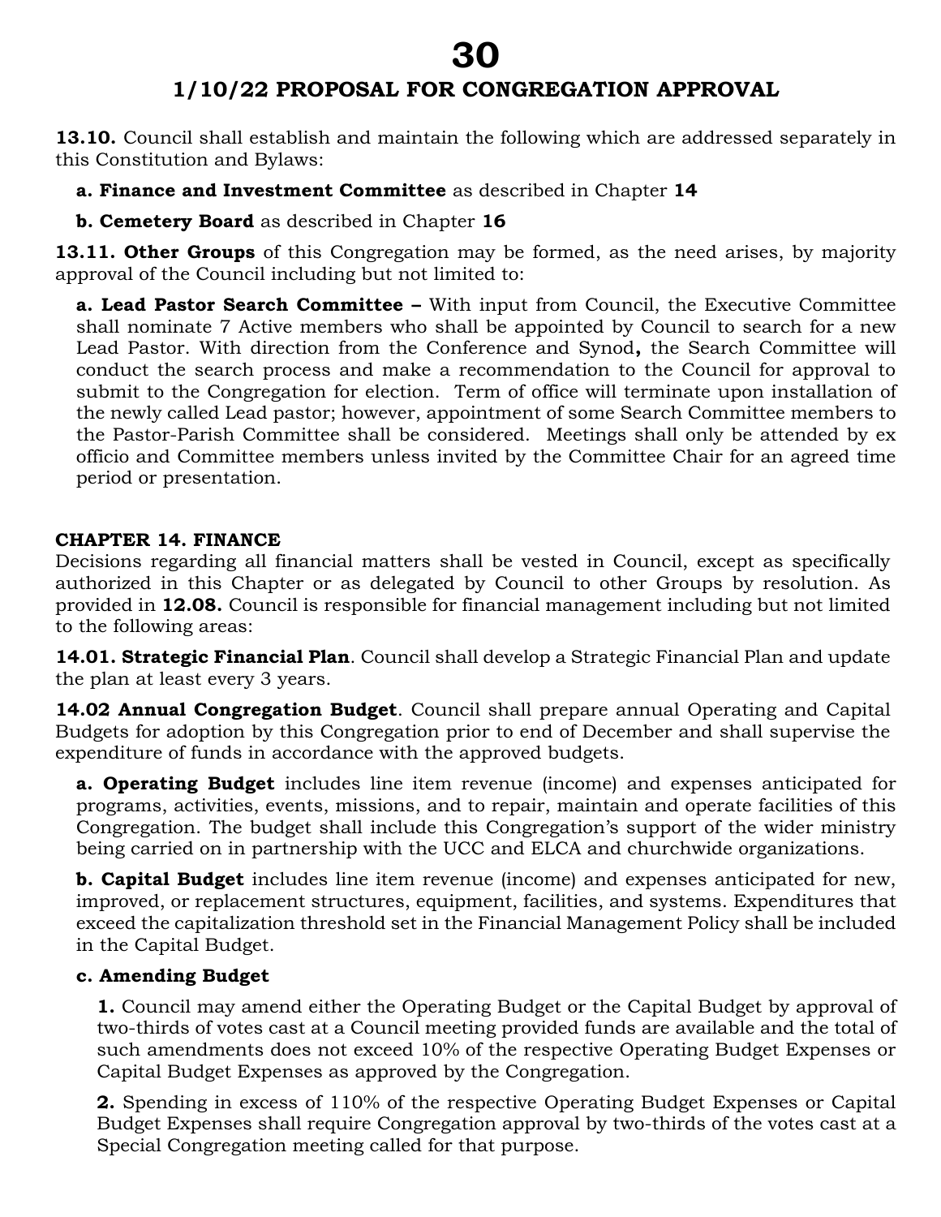**13.10.** Council shall establish and maintain the following which are addressed separately in this Constitution and Bylaws:

**a. Finance and Investment Committee** as described in Chapter **14**

**b. Cemetery Board** as described in Chapter **16**

**13.11. Other Groups** of this Congregation may be formed, as the need arises, by majority approval of the Council including but not limited to:

**a. Lead Pastor Search Committee –** With input from Council, the Executive Committee shall nominate 7 Active members who shall be appointed by Council to search for a new Lead Pastor. With direction from the Conference and Synod**,** the Search Committee will conduct the search process and make a recommendation to the Council for approval to submit to the Congregation for election. Term of office will terminate upon installation of the newly called Lead pastor; however, appointment of some Search Committee members to the Pastor-Parish Committee shall be considered. Meetings shall only be attended by ex officio and Committee members unless invited by the Committee Chair for an agreed time period or presentation.

## CHAPTER 14. FINANCE

Decisions regarding all financial matters shall be vested in Council, except as specifically authorized in this Chapter or as delegated by Council to other Groups by resolution. As provided in **12.08.** Council is responsible for financial management including but not limited to the following areas:

**14.01. Strategic Financial Plan**. Council shall develop a Strategic Financial Plan and update the plan at least every 3 years.

**14.02 Annual Congregation Budget**. Council shall prepare annual Operating and Capital Budgets for adoption by this Congregation prior to end of December and shall supervise the expenditure of funds in accordance with the approved budgets.

**a. Operating Budget** includes line item revenue (income) and expenses anticipated for programs, activities, events, missions, and to repair, maintain and operate facilities of this Congregation. The budget shall include this Congregation's support of the wider ministry being carried on in partnership with the UCC and ELCA and churchwide organizations.

**b. Capital Budget** includes line item revenue (income) and expenses anticipated for new, improved, or replacement structures, equipment, facilities, and systems. Expenditures that exceed the capitalization threshold set in the Financial Management Policy shall be included in the Capital Budget.

**c. Amending Budget**

**1.** Council may amend either the Operating Budget or the Capital Budget by approval of two-thirds of votes cast at a Council meeting provided funds are available and the total of such amendments does not exceed 10% of the respective Operating Budget Expenses or Capital Budget Expenses as approved by the Congregation.

**2.** Spending in excess of 110% of the respective Operating Budget Expenses or Capital Budget Expenses shall require Congregation approval by two-thirds of the votes cast at a Special Congregation meeting called for that purpose.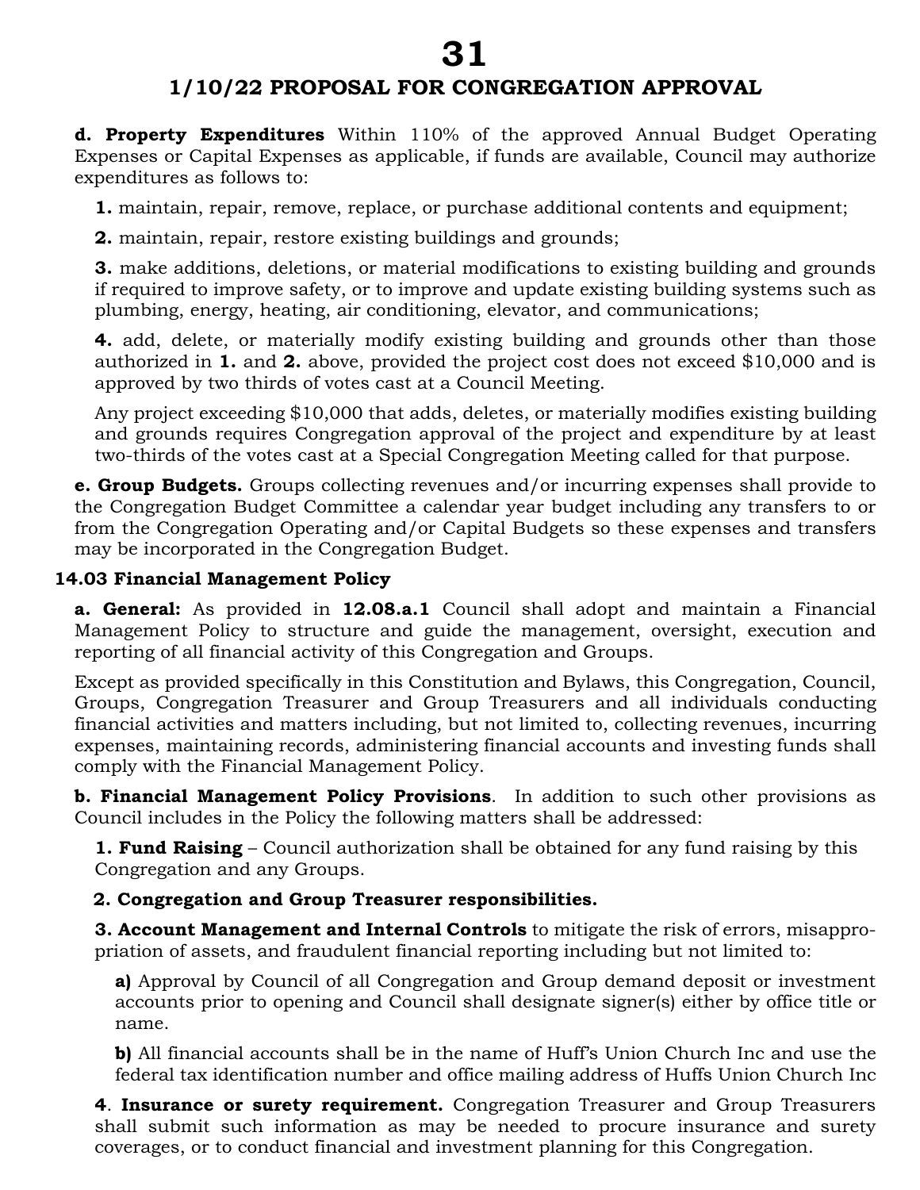**d. Property Expenditures** Within 110% of the approved Annual Budget Operating Expenses or Capital Expenses as applicable, if funds are available, Council may authorize expenditures as follows to:

**1.** maintain, repair, remove, replace, or purchase additional contents and equipment;

**2.** maintain, repair, restore existing buildings and grounds;

**3.** make additions, deletions, or material modifications to existing building and grounds if required to improve safety, or to improve and update existing building systems such as plumbing, energy, heating, air conditioning, elevator, and communications;

**4.** add, delete, or materially modify existing building and grounds other than those authorized in **1.** and **2.** above, provided the project cost does not exceed $10,000 and is approved by two thirds of votes cast at a Council Meeting.

Any project exceeding $10,000 that adds, deletes, or materially modifies existing building and grounds requires Congregation approval of the project and expenditure by at least two-thirds of the votes cast at a Special Congregation Meeting called for that purpose.

**e. Group Budgets.** Groups collecting revenues and/or incurring expenses shall provide to the Congregation Budget Committee a calendar year budget including any transfers to or from the Congregation Operating and/or Capital Budgets so these expenses and transfers may be incorporated in the Congregation Budget.

**14.03 Financial Management Policy**

**a. General:** As provided in **12.08.a.1** Council shall adopt and maintain a Financial Management Policy to structure and guide the management, oversight, execution and reporting of all financial activity of this Congregation and Groups.

Except as provided specifically in this Constitution and Bylaws, this Congregation, Council, Groups, Congregation Treasurer and Group Treasurers and all individuals conducting financial activities and matters including, but not limited to, collecting revenues, incurring expenses, maintaining records, administering financial accounts and investing funds shall comply with the Financial Management Policy.

**b. Financial Management Policy Provisions**. In addition to such other provisions as Council includes in the Policy the following matters shall be addressed:

**1. Fund Raising** – Council authorization shall be obtained for any fund raising by this Congregation and any Groups.

**2. Congregation and Group Treasurer responsibilities.**

**3. Account Management and Internal Controls** to mitigate the risk of errors, misappropriation of assets, and fraudulent financial reporting including but not limited to:

**a)** Approval by Council of all Congregation and Group demand deposit or investment accounts prior to opening and Council shall designate signer(s) either by office title or name.

**b)** All financial accounts shall be in the name of Huff's Union Church Inc and use the federal tax identification number and office mailing address of Huffs Union Church Inc

**4**. **Insurance or surety requirement.** Congregation Treasurer and Group Treasurers shall submit such information as may be needed to procure insurance and surety coverages, or to conduct financial and investment planning for this Congregation.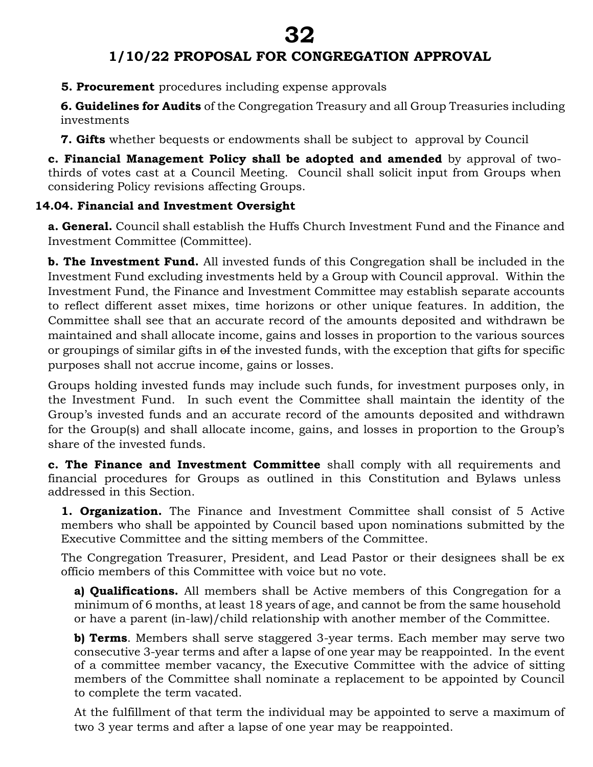**1/10/22 PROPOSAL FOR CONGREGATION APPROVAL**

**5. Procurement** procedures including expense approvals

**6. Guidelines for Audits** of the Congregation Treasury and all Group Treasuries including investments

**7. Gifts** whether bequests or endowments shall be subject to approval by Council

**c. Financial Management Policy shall be adopted and amended** by approval of two-thirds of votes cast at a Council Meeting. Council shall solicit input from Groups when considering Policy revisions affecting Groups.

**14.04. Financial and Investment Oversight**

**a. General.** Council shall establish the Huffs Church Investment Fund and the Finance and Investment Committee (Committee).

**b. The Investment Fund.** All invested funds of this Congregation shall be included in the Investment Fund excluding investments held by a Group with Council approval. Within the Investment Fund, the Finance and Investment Committee may establish separate accounts to reflect different asset mixes, time horizons or other unique features. In addition, the Committee shall see that an accurate record of the amounts deposited and withdrawn be maintained and shall allocate income, gains and losses in proportion to the various sources or groupings of similar gifts in ~~of~~ the invested funds, with the exception that gifts for specific purposes shall not accrue income, gains or losses.

Groups holding invested funds may include such funds, for investment purposes only, in the Investment Fund. In such event the Committee shall maintain the identity of the Group's invested funds and an accurate record of the amounts deposited and withdrawn for the Group(s) and shall allocate income, gains, and losses in proportion to the Group's share of the invested funds.

**c. The Finance and Investment Committee** shall comply with all requirements and financial procedures for Groups as outlined in this Constitution and Bylaws unless addressed in this Section.

**1. Organization.** The Finance and Investment Committee shall consist of 5 Active members who shall be appointed by Council based upon nominations submitted by the Executive Committee and the sitting members of the Committee.

The Congregation Treasurer, President, and Lead Pastor or their designees shall be ex officio members of this Committee with voice but no vote.

**a) Qualifications.** All members shall be Active members of this Congregation for a minimum of 6 months, at least 18 years of age, and cannot be from the same household or have a parent (in-law)/child relationship with another member of the Committee.

**b) Terms**. Members shall serve staggered 3-year terms. Each member may serve two consecutive 3-year terms and after a lapse of one year may be reappointed. In the event of a committee member vacancy, the Executive Committee with the advice of sitting members of the Committee shall nominate a replacement to be appointed by Council to complete the term vacated.

At the fulfillment of that term the individual may be appointed to serve a maximum of two 3 year terms and after a lapse of one year may be reappointed.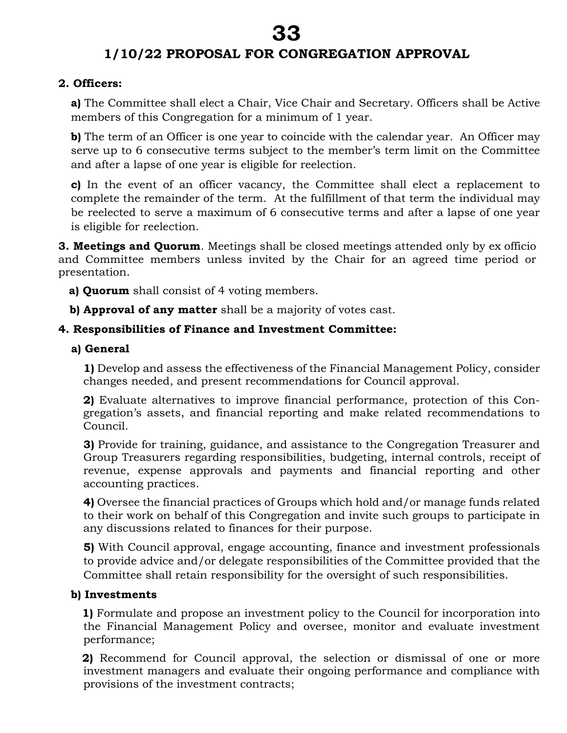## 1/10/22 PROPOSAL FOR CONGREGATION APPROVAL

**2. Officers:**

**a)** The Committee shall elect a Chair, Vice Chair and Secretary. Officers shall be Active members of this Congregation for a minimum of 1 year.

**b)** The term of an Officer is one year to coincide with the calendar year. An Officer may serve up to 6 consecutive terms subject to the member's term limit on the Committee and after a lapse of one year is eligible for reelection.

**c)** In the event of an officer vacancy, the Committee shall elect a replacement to complete the remainder of the term. At the fulfillment of that term the individual may be reelected to serve a maximum of 6 consecutive terms and after a lapse of one year is eligible for reelection.

**3. Meetings and Quorum**. Meetings shall be closed meetings attended only by ex officio and Committee members unless invited by the Chair for an agreed time period or presentation.

**a) Quorum** shall consist of 4 voting members.

**b) Approval of any matter** shall be a majority of votes cast.

**4. Responsibilities of Finance and Investment Committee:**

**a) General**

**1)** Develop and assess the effectiveness of the Financial Management Policy, consider changes needed, and present recommendations for Council approval.

**2)** Evaluate alternatives to improve financial performance, protection of this Congregation's assets, and financial reporting and make related recommendations to Council.

**3)** Provide for training, guidance, and assistance to the Congregation Treasurer and Group Treasurers regarding responsibilities, budgeting, internal controls, receipt of revenue, expense approvals and payments and financial reporting and other accounting practices.

**4)** Oversee the financial practices of Groups which hold and/or manage funds related to their work on behalf of this Congregation and invite such groups to participate in any discussions related to finances for their purpose.

**5)** With Council approval, engage accounting, finance and investment professionals to provide advice and/or delegate responsibilities of the Committee provided that the Committee shall retain responsibility for the oversight of such responsibilities.

**b) Investments**

**1)** Formulate and propose an investment policy to the Council for incorporation into the Financial Management Policy and oversee, monitor and evaluate investment performance;

**2)** Recommend for Council approval, the selection or dismissal of one or more investment managers and evaluate their ongoing performance and compliance with provisions of the investment contracts;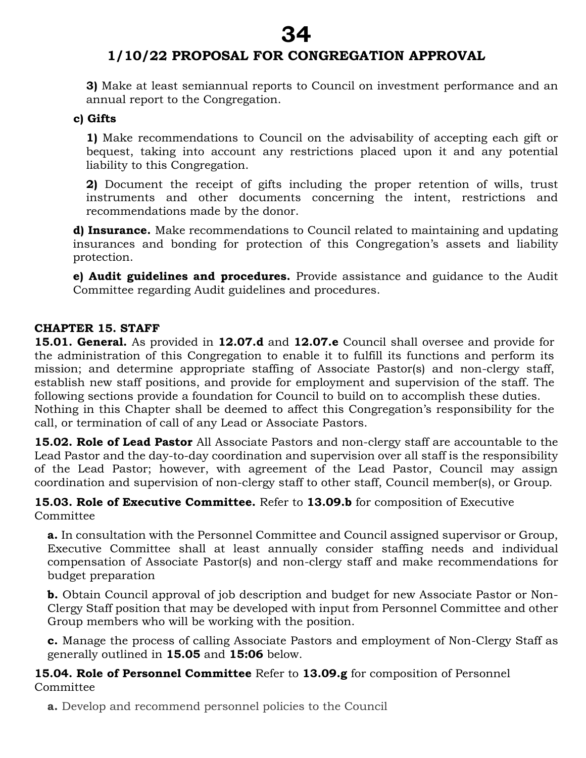**3)** Make at least semiannual reports to Council on investment performance and an annual report to the Congregation.

**c) Gifts**

**1)** Make recommendations to Council on the advisability of accepting each gift or bequest, taking into account any restrictions placed upon it and any potential liability to this Congregation.

**2)** Document the receipt of gifts including the proper retention of wills, trust instruments and other documents concerning the intent, restrictions and recommendations made by the donor.

**d) Insurance.** Make recommendations to Council related to maintaining and updating insurances and bonding for protection of this Congregation's assets and liability protection.

**e) Audit guidelines and procedures.** Provide assistance and guidance to the Audit Committee regarding Audit guidelines and procedures.

## CHAPTER 15. STAFF

**15.01. General.** As provided in **12.07.d** and **12.07.e** Council shall oversee and provide for the administration of this Congregation to enable it to fulfill its functions and perform its mission; and determine appropriate staffing of Associate Pastor(s) and non-clergy staff, establish new staff positions, and provide for employment and supervision of the staff. The following sections provide a foundation for Council to build on to accomplish these duties. Nothing in this Chapter shall be deemed to affect this Congregation's responsibility for the call, or termination of call of any Lead or Associate Pastors.

**15.02. Role of Lead Pastor** All Associate Pastors and non-clergy staff are accountable to the Lead Pastor and the day-to-day coordination and supervision over all staff is the responsibility of the Lead Pastor; however, with agreement of the Lead Pastor, Council may assign coordination and supervision of non-clergy staff to other staff, Council member(s), or Group.

**15.03. Role of Executive Committee.** Refer to **13.09.b** for composition of Executive Committee

**a.** In consultation with the Personnel Committee and Council assigned supervisor or Group, Executive Committee shall at least annually consider staffing needs and individual compensation of Associate Pastor(s) and non-clergy staff and make recommendations for budget preparation

**b.** Obtain Council approval of job description and budget for new Associate Pastor or Non-Clergy Staff position that may be developed with input from Personnel Committee and other Group members who will be working with the position.

**c.** Manage the process of calling Associate Pastors and employment of Non-Clergy Staff as generally outlined in **15.05** and **15:06** below.

**15.04. Role of Personnel Committee** Refer to **13.09.g** for composition of Personnel Committee

**a.** Develop and recommend personnel policies to the Council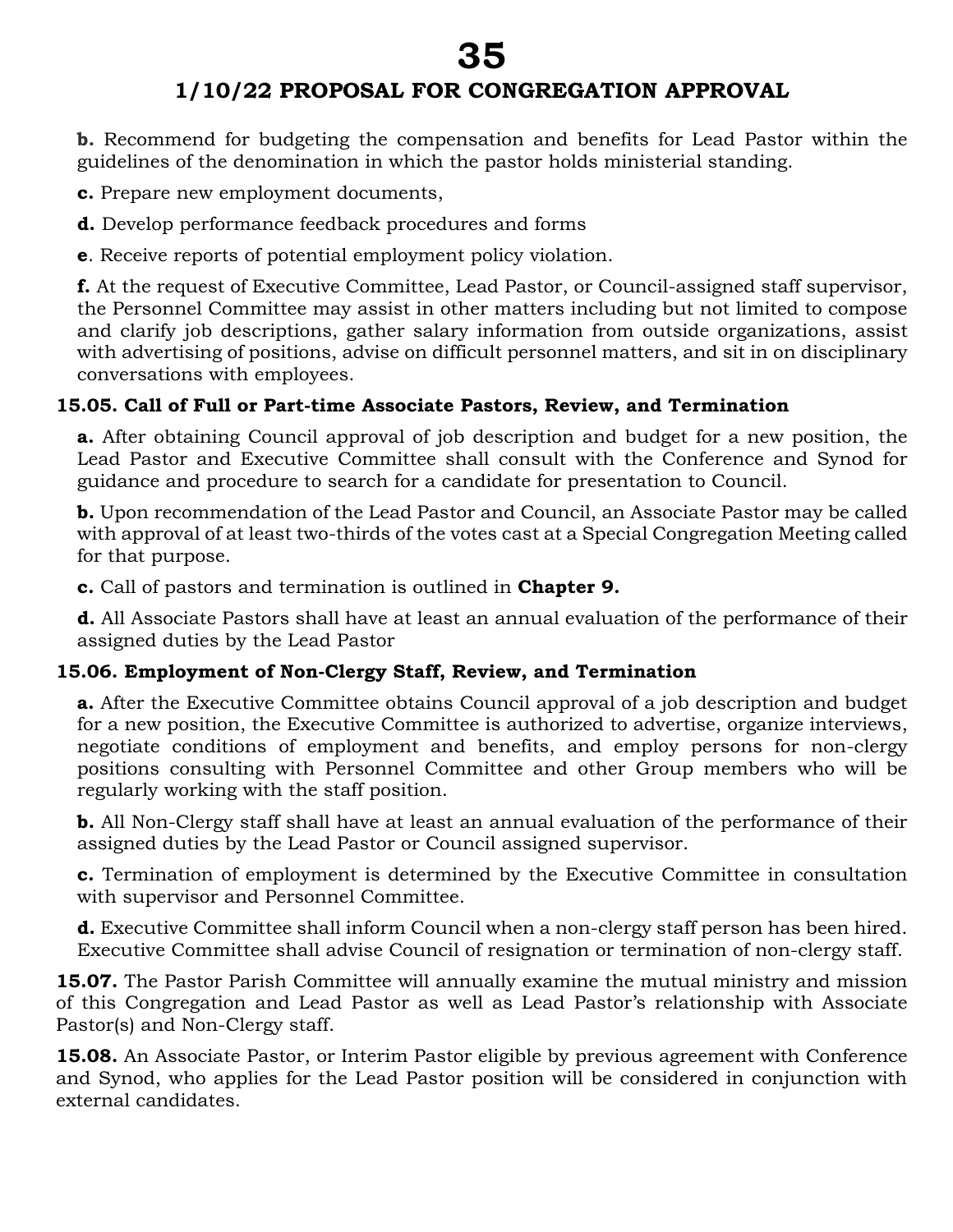**b.** Recommend for budgeting the compensation and benefits for Lead Pastor within the guidelines of the denomination in which the pastor holds ministerial standing.

**c.** Prepare new employment documents,

**d.** Develop performance feedback procedures and forms

**e**. Receive reports of potential employment policy violation.

**f.** At the request of Executive Committee, Lead Pastor, or Council-assigned staff supervisor, the Personnel Committee may assist in other matters including but not limited to compose and clarify job descriptions, gather salary information from outside organizations, assist with advertising of positions, advise on difficult personnel matters, and sit in on disciplinary conversations with employees.

**15.05. Call of Full or Part-time Associate Pastors, Review, and Termination**

**a.** After obtaining Council approval of job description and budget for a new position, the Lead Pastor and Executive Committee shall consult with the Conference and Synod for guidance and procedure to search for a candidate for presentation to Council.

**b.** Upon recommendation of the Lead Pastor and Council, an Associate Pastor may be called with approval of at least two-thirds of the votes cast at a Special Congregation Meeting called for that purpose.

**c.** Call of pastors and termination is outlined in **Chapter 9.**

**d.** All Associate Pastors shall have at least an annual evaluation of the performance of their assigned duties by the Lead Pastor

**15.06. Employment of Non-Clergy Staff, Review, and Termination**

**a.** After the Executive Committee obtains Council approval of a job description and budget for a new position, the Executive Committee is authorized to advertise, organize interviews, negotiate conditions of employment and benefits, and employ persons for non-clergy positions consulting with Personnel Committee and other Group members who will be regularly working with the staff position.

**b.** All Non-Clergy staff shall have at least an annual evaluation of the performance of their assigned duties by the Lead Pastor or Council assigned supervisor.

**c.** Termination of employment is determined by the Executive Committee in consultation with supervisor and Personnel Committee.

**d.** Executive Committee shall inform Council when a non-clergy staff person has been hired. Executive Committee shall advise Council of resignation or termination of non-clergy staff.

**15.07.** The Pastor Parish Committee will annually examine the mutual ministry and mission of this Congregation and Lead Pastor as well as Lead Pastor's relationship with Associate Pastor(s) and Non-Clergy staff.

**15.08.** An Associate Pastor, or Interim Pastor eligible by previous agreement with Conference and Synod, who applies for the Lead Pastor position will be considered in conjunction with external candidates.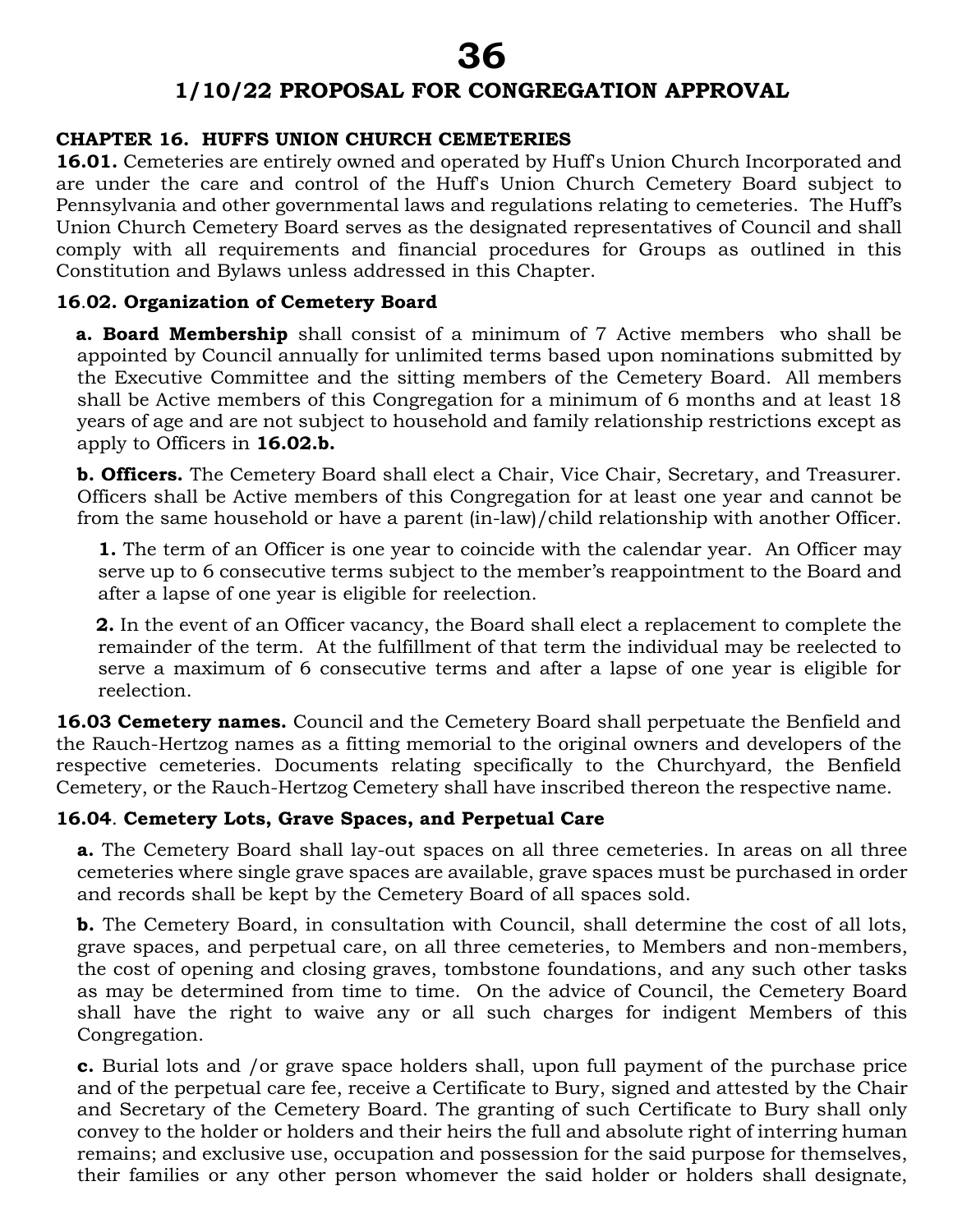## 1/10/22 PROPOSAL FOR CONGREGATION APPROVAL

### CHAPTER 16. HUFFS UNION CHURCH CEMETERIES

**16.01.** Cemeteries are entirely owned and operated by Huff's Union Church Incorporated and are under the care and control of the Huff's Union Church Cemetery Board subject to Pennsylvania and other governmental laws and regulations relating to cemeteries. The Huff's Union Church Cemetery Board serves as the designated representatives of Council and shall comply with all requirements and financial procedures for Groups as outlined in this Constitution and Bylaws unless addressed in this Chapter.

**16.02. Organization of Cemetery Board**

**a. Board Membership** shall consist of a minimum of 7 Active members who shall be appointed by Council annually for unlimited terms based upon nominations submitted by the Executive Committee and the sitting members of the Cemetery Board. All members shall be Active members of this Congregation for a minimum of 6 months and at least 18 years of age and are not subject to household and family relationship restrictions except as apply to Officers in **16.02.b.**

**b. Officers.** The Cemetery Board shall elect a Chair, Vice Chair, Secretary, and Treasurer. Officers shall be Active members of this Congregation for at least one year and cannot be from the same household or have a parent (in-law)/child relationship with another Officer.

**1.** The term of an Officer is one year to coincide with the calendar year. An Officer may serve up to 6 consecutive terms subject to the member's reappointment to the Board and after a lapse of one year is eligible for reelection.

**2.** In the event of an Officer vacancy, the Board shall elect a replacement to complete the remainder of the term. At the fulfillment of that term the individual may be reelected to serve a maximum of 6 consecutive terms and after a lapse of one year is eligible for reelection.

**16.03 Cemetery names.** Council and the Cemetery Board shall perpetuate the Benfield and the Rauch-Hertzog names as a fitting memorial to the original owners and developers of the respective cemeteries. Documents relating specifically to the Churchyard, the Benfield Cemetery, or the Rauch-Hertzog Cemetery shall have inscribed thereon the respective name.

**16.04. Cemetery Lots, Grave Spaces, and Perpetual Care**

**a.** The Cemetery Board shall lay-out spaces on all three cemeteries. In areas on all three cemeteries where single grave spaces are available, grave spaces must be purchased in order and records shall be kept by the Cemetery Board of all spaces sold.

**b.** The Cemetery Board, in consultation with Council, shall determine the cost of all lots, grave spaces, and perpetual care, on all three cemeteries, to Members and non-members, the cost of opening and closing graves, tombstone foundations, and any such other tasks as may be determined from time to time. On the advice of Council, the Cemetery Board shall have the right to waive any or all such charges for indigent Members of this Congregation.

**c.** Burial lots and /or grave space holders shall, upon full payment of the purchase price and of the perpetual care fee, receive a Certificate to Bury, signed and attested by the Chair and Secretary of the Cemetery Board. The granting of such Certificate to Bury shall only convey to the holder or holders and their heirs the full and absolute right of interring human remains; and exclusive use, occupation and possession for the said purpose for themselves, their families or any other person whomever the said holder or holders shall designate,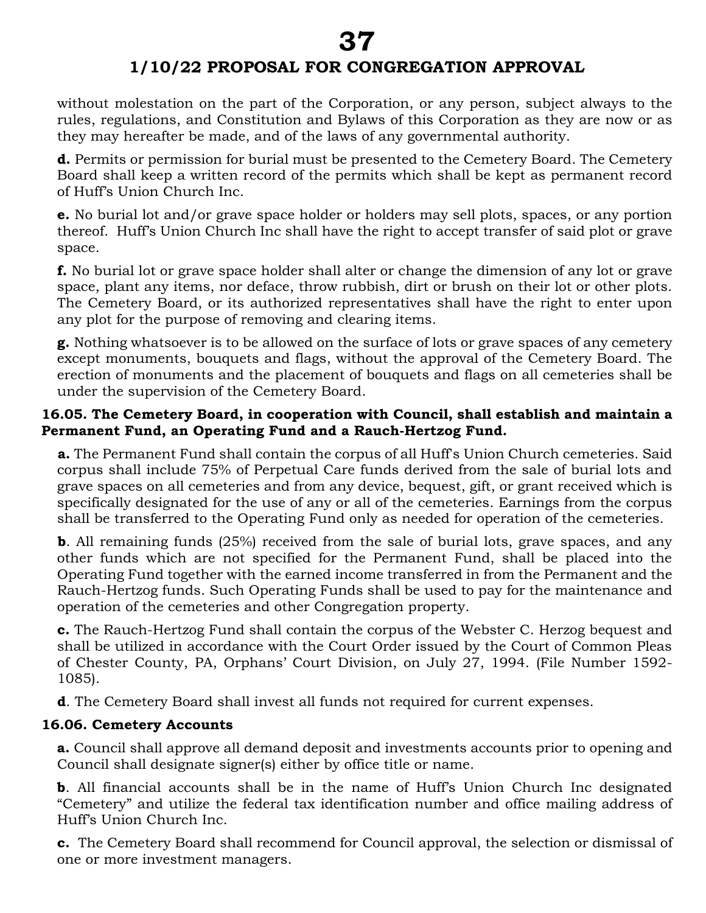without molestation on the part of the Corporation, or any person, subject always to the rules, regulations, and Constitution and Bylaws of this Corporation as they are now or as they may hereafter be made, and of the laws of any governmental authority.

**d.** Permits or permission for burial must be presented to the Cemetery Board. The Cemetery Board shall keep a written record of the permits which shall be kept as permanent record of Huff's Union Church Inc.

**e.** No burial lot and/or grave space holder or holders may sell plots, spaces, or any portion thereof. Huff's Union Church Inc shall have the right to accept transfer of said plot or grave space.

**f.** No burial lot or grave space holder shall alter or change the dimension of any lot or grave space, plant any items, nor deface, throw rubbish, dirt or brush on their lot or other plots. The Cemetery Board, or its authorized representatives shall have the right to enter upon any plot for the purpose of removing and clearing items.

**g.** Nothing whatsoever is to be allowed on the surface of lots or grave spaces of any cemetery except monuments, bouquets and flags, without the approval of the Cemetery Board. The erection of monuments and the placement of bouquets and flags on all cemeteries shall be under the supervision of the Cemetery Board.

**16.05. The Cemetery Board, in cooperation with Council, shall establish and maintain a Permanent Fund, an Operating Fund and a Rauch-Hertzog Fund.**

**a.** The Permanent Fund shall contain the corpus of all Huff's Union Church cemeteries. Said corpus shall include 75% of Perpetual Care funds derived from the sale of burial lots and grave spaces on all cemeteries and from any device, bequest, gift, or grant received which is specifically designated for the use of any or all of the cemeteries. Earnings from the corpus shall be transferred to the Operating Fund only as needed for operation of the cemeteries.

**b**. All remaining funds (25%) received from the sale of burial lots, grave spaces, and any other funds which are not specified for the Permanent Fund, shall be placed into the Operating Fund together with the earned income transferred in from the Permanent and the Rauch-Hertzog funds. Such Operating Funds shall be used to pay for the maintenance and operation of the cemeteries and other Congregation property.

**c.** The Rauch-Hertzog Fund shall contain the corpus of the Webster C. Herzog bequest and shall be utilized in accordance with the Court Order issued by the Court of Common Pleas of Chester County, PA, Orphans' Court Division, on July 27, 1994. (File Number 1592-1085).

**d**. The Cemetery Board shall invest all funds not required for current expenses.

**16.06. Cemetery Accounts**

**a.** Council shall approve all demand deposit and investments accounts prior to opening and Council shall designate signer(s) either by office title or name.

**b**. All financial accounts shall be in the name of Huff's Union Church Inc designated "Cemetery" and utilize the federal tax identification number and office mailing address of Huff's Union Church Inc.

**c.** The Cemetery Board shall recommend for Council approval, the selection or dismissal of one or more investment managers.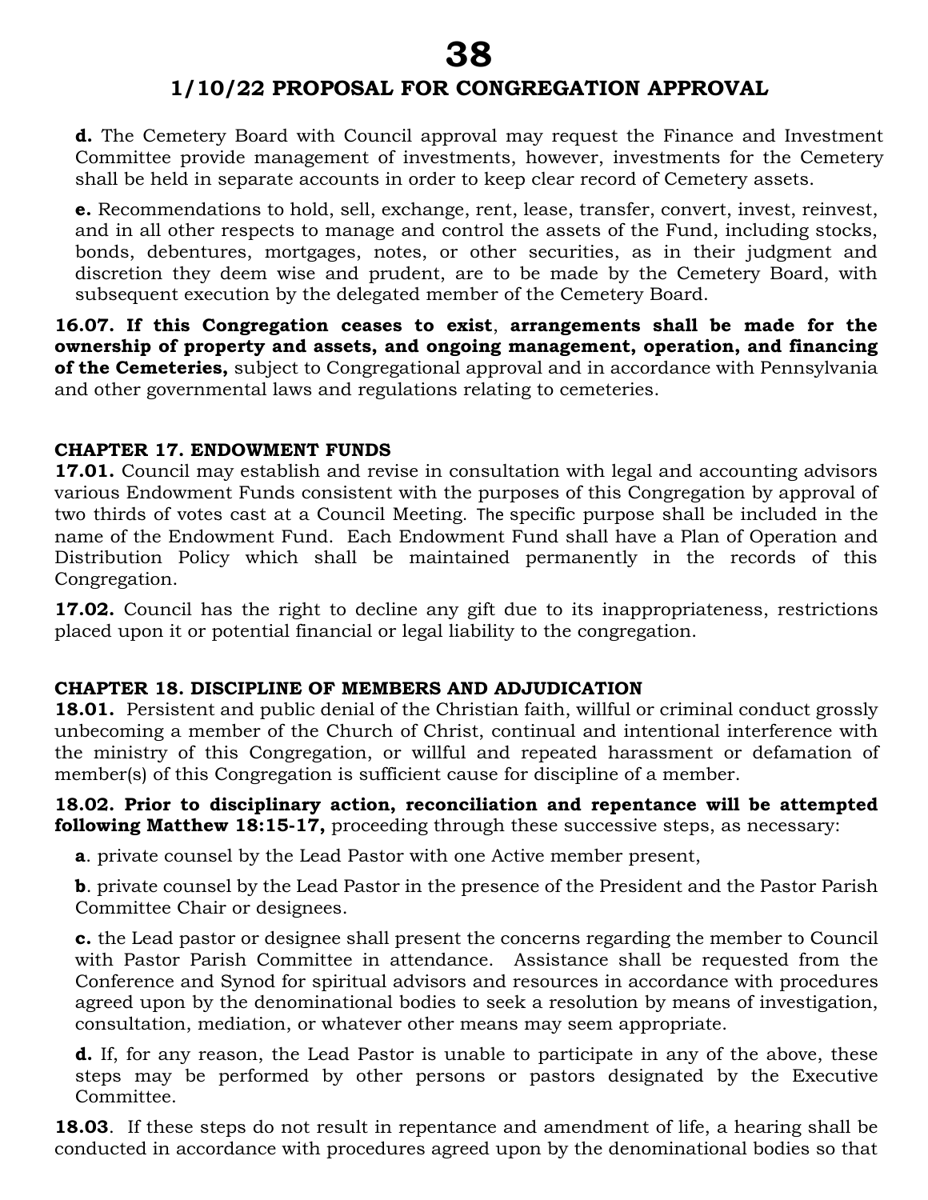**d.** The Cemetery Board with Council approval may request the Finance and Investment Committee provide management of investments, however, investments for the Cemetery shall be held in separate accounts in order to keep clear record of Cemetery assets.

**e.** Recommendations to hold, sell, exchange, rent, lease, transfer, convert, invest, reinvest, and in all other respects to manage and control the assets of the Fund, including stocks, bonds, debentures, mortgages, notes, or other securities, as in their judgment and discretion they deem wise and prudent, are to be made by the Cemetery Board, with subsequent execution by the delegated member of the Cemetery Board.

**16.07. If this Congregation ceases to exist**, **arrangements shall be made for the ownership of property and assets, and ongoing management, operation, and financing of the Cemeteries,** subject to Congregational approval and in accordance with Pennsylvania and other governmental laws and regulations relating to cemeteries.

**CHAPTER 17. ENDOWMENT FUNDS**

**17.01.** Council may establish and revise in consultation with legal and accounting advisors various Endowment Funds consistent with the purposes of this Congregation by approval of two thirds of votes cast at a Council Meeting. The specific purpose shall be included in the name of the Endowment Fund. Each Endowment Fund shall have a Plan of Operation and Distribution Policy which shall be maintained permanently in the records of this Congregation.

**17.02.** Council has the right to decline any gift due to its inappropriateness, restrictions placed upon it or potential financial or legal liability to the congregation.

**CHAPTER 18. DISCIPLINE OF MEMBERS AND ADJUDICATION**

**18.01.** Persistent and public denial of the Christian faith, willful or criminal conduct grossly unbecoming a member of the Church of Christ, continual and intentional interference with the ministry of this Congregation, or willful and repeated harassment or defamation of member(s) of this Congregation is sufficient cause for discipline of a member.

**18.02. Prior to disciplinary action, reconciliation and repentance will be attempted following Matthew 18:15-17,** proceeding through these successive steps, as necessary:

**a**. private counsel by the Lead Pastor with one Active member present,

**b**. private counsel by the Lead Pastor in the presence of the President and the Pastor Parish Committee Chair or designees.

**c.** the Lead pastor or designee shall present the concerns regarding the member to Council with Pastor Parish Committee in attendance. Assistance shall be requested from the Conference and Synod for spiritual advisors and resources in accordance with procedures agreed upon by the denominational bodies to seek a resolution by means of investigation, consultation, mediation, or whatever other means may seem appropriate.

**d.** If, for any reason, the Lead Pastor is unable to participate in any of the above, these steps may be performed by other persons or pastors designated by the Executive Committee.

**18.03**. If these steps do not result in repentance and amendment of life, a hearing shall be conducted in accordance with procedures agreed upon by the denominational bodies so that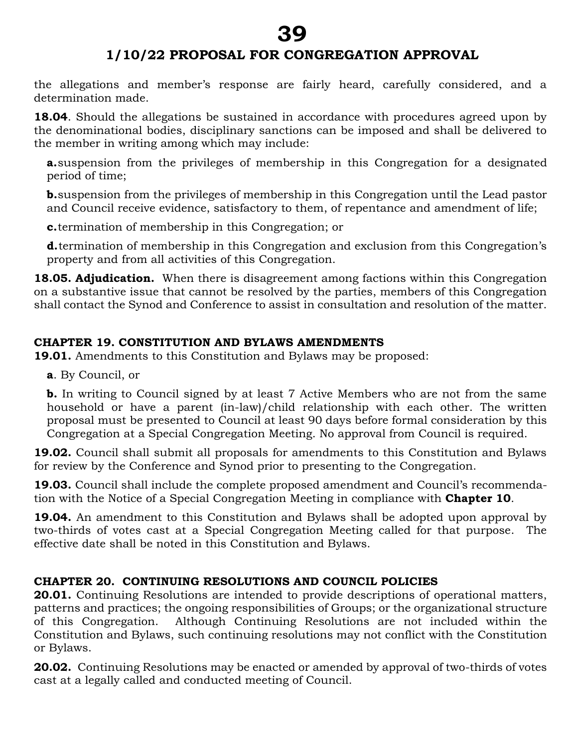the allegations and member's response are fairly heard, carefully considered, and a determination made.

**18.04**. Should the allegations be sustained in accordance with procedures agreed upon by the denominational bodies, disciplinary sanctions can be imposed and shall be delivered to the member in writing among which may include:

**a.** suspension from the privileges of membership in this Congregation for a designated period of time;

**b.** suspension from the privileges of membership in this Congregation until the Lead pastor and Council receive evidence, satisfactory to them, of repentance and amendment of life;

**c.** termination of membership in this Congregation; or

**d.** termination of membership in this Congregation and exclusion from this Congregation's property and from all activities of this Congregation.

**18.05. Adjudication.** When there is disagreement among factions within this Congregation on a substantive issue that cannot be resolved by the parties, members of this Congregation shall contact the Synod and Conference to assist in consultation and resolution of the matter.

### CHAPTER 19. CONSTITUTION AND BYLAWS AMENDMENTS

**19.01.** Amendments to this Constitution and Bylaws may be proposed:

**a**. By Council, or

**b.** In writing to Council signed by at least 7 Active Members who are not from the same household or have a parent (in-law)/child relationship with each other. The written proposal must be presented to Council at least 90 days before formal consideration by this Congregation at a Special Congregation Meeting. No approval from Council is required.

**19.02.** Council shall submit all proposals for amendments to this Constitution and Bylaws for review by the Conference and Synod prior to presenting to the Congregation.

**19.03.** Council shall include the complete proposed amendment and Council's recommendation with the Notice of a Special Congregation Meeting in compliance with **Chapter 10**.

**19.04.** An amendment to this Constitution and Bylaws shall be adopted upon approval by two-thirds of votes cast at a Special Congregation Meeting called for that purpose. The effective date shall be noted in this Constitution and Bylaws.

### CHAPTER 20. CONTINUING RESOLUTIONS AND COUNCIL POLICIES

**20.01.** Continuing Resolutions are intended to provide descriptions of operational matters, patterns and practices; the ongoing responsibilities of Groups; or the organizational structure of this Congregation. Although Continuing Resolutions are not included within the Constitution and Bylaws, such continuing resolutions may not conflict with the Constitution or Bylaws.

**20.02.** Continuing Resolutions may be enacted or amended by approval of two-thirds of votes cast at a legally called and conducted meeting of Council.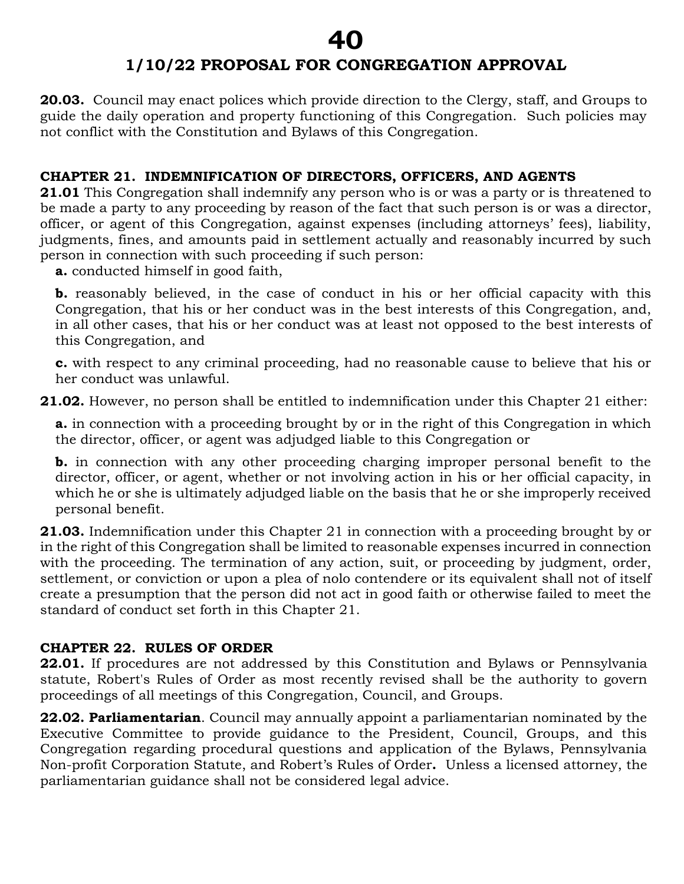**20.03.** Council may enact polices which provide direction to the Clergy, staff, and Groups to guide the daily operation and property functioning of this Congregation. Such policies may not conflict with the Constitution and Bylaws of this Congregation.

### CHAPTER 21. INDEMNIFICATION OF DIRECTORS, OFFICERS, AND AGENTS

**21.01** This Congregation shall indemnify any person who is or was a party or is threatened to be made a party to any proceeding by reason of the fact that such person is or was a director, officer, or agent of this Congregation, against expenses (including attorneys' fees), liability, judgments, fines, and amounts paid in settlement actually and reasonably incurred by such person in connection with such proceeding if such person:

**a.** conducted himself in good faith,

**b.** reasonably believed, in the case of conduct in his or her official capacity with this Congregation, that his or her conduct was in the best interests of this Congregation, and, in all other cases, that his or her conduct was at least not opposed to the best interests of this Congregation, and

**c.** with respect to any criminal proceeding, had no reasonable cause to believe that his or her conduct was unlawful.

**21.02.** However, no person shall be entitled to indemnification under this Chapter 21 either:

**a.** in connection with a proceeding brought by or in the right of this Congregation in which the director, officer, or agent was adjudged liable to this Congregation or

**b.** in connection with any other proceeding charging improper personal benefit to the director, officer, or agent, whether or not involving action in his or her official capacity, in which he or she is ultimately adjudged liable on the basis that he or she improperly received personal benefit.

**21.03.** Indemnification under this Chapter 21 in connection with a proceeding brought by or in the right of this Congregation shall be limited to reasonable expenses incurred in connection with the proceeding. The termination of any action, suit, or proceeding by judgment, order, settlement, or conviction or upon a plea of nolo contendere or its equivalent shall not of itself create a presumption that the person did not act in good faith or otherwise failed to meet the standard of conduct set forth in this Chapter 21.

### CHAPTER 22. RULES OF ORDER

**22.01.** If procedures are not addressed by this Constitution and Bylaws or Pennsylvania statute, Robert's Rules of Order as most recently revised shall be the authority to govern proceedings of all meetings of this Congregation, Council, and Groups.

**22.02. Parliamentarian**. Council may annually appoint a parliamentarian nominated by the Executive Committee to provide guidance to the President, Council, Groups, and this Congregation regarding procedural questions and application of the Bylaws, Pennsylvania Non-profit Corporation Statute, and Robert's Rules of Order**.** Unless a licensed attorney, the parliamentarian guidance shall not be considered legal advice.